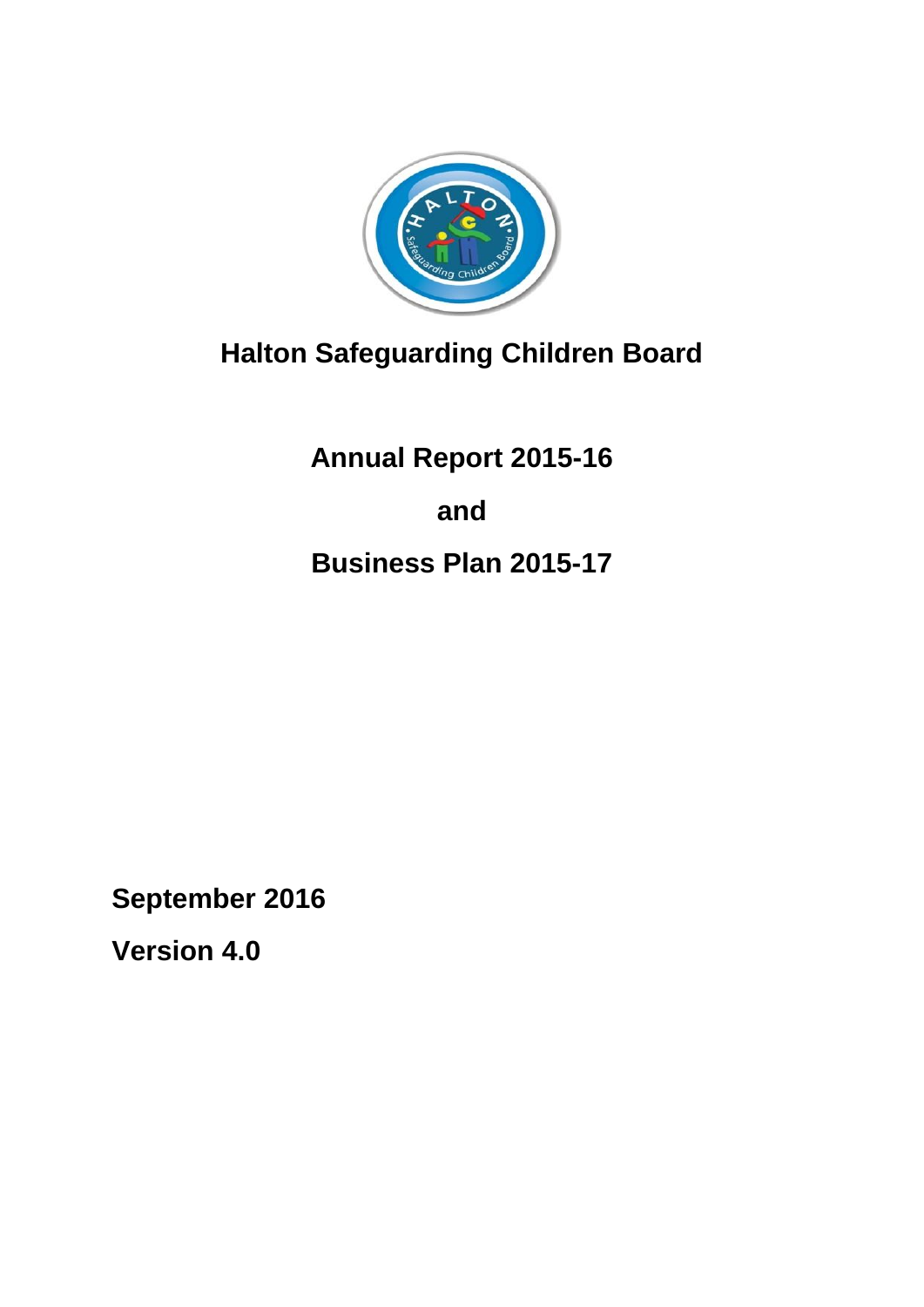# Halton Safeguarding Children Board

## Annual Report 2015-16

## and

## Business Plan 2015-17

**September 2016**

**Version 4.0**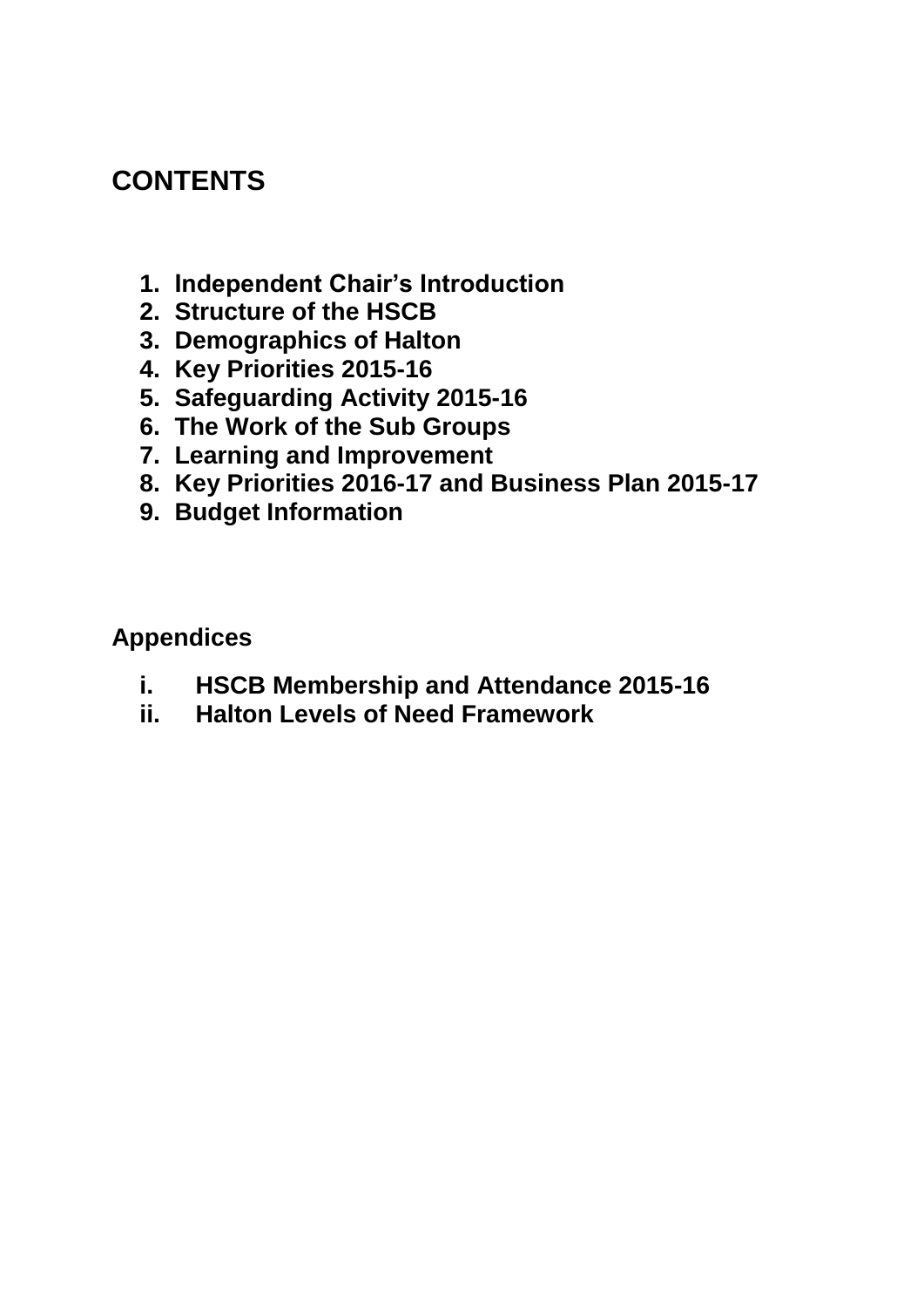# CONTENTS

1. **Independent Chair's Introduction**
2. **Structure of the HSCB**
3. **Demographics of Halton**
4. **Key Priorities 2015-16**
5. **Safeguarding Activity 2015-16**
6. **The Work of the Sub Groups**
7. **Learning and Improvement**
8. **Key Priorities 2016-17 and Business Plan 2015-17**
9. **Budget Information**

## Appendices

i. **HSCB Membership and Attendance 2015-16**
ii. **Halton Levels of Need Framework**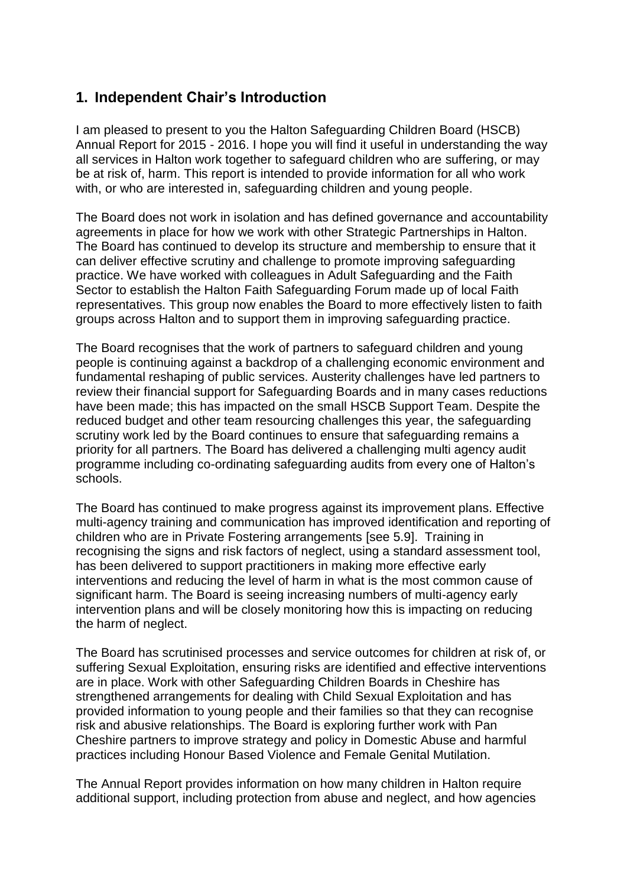## 1. Independent Chair's Introduction

I am pleased to present to you the Halton Safeguarding Children Board (HSCB) Annual Report for 2015 - 2016. I hope you will find it useful in understanding the way all services in Halton work together to safeguard children who are suffering, or may be at risk of, harm. This report is intended to provide information for all who work with, or who are interested in, safeguarding children and young people.

The Board does not work in isolation and has defined governance and accountability agreements in place for how we work with other Strategic Partnerships in Halton. The Board has continued to develop its structure and membership to ensure that it can deliver effective scrutiny and challenge to promote improving safeguarding practice. We have worked with colleagues in Adult Safeguarding and the Faith Sector to establish the Halton Faith Safeguarding Forum made up of local Faith representatives. This group now enables the Board to more effectively listen to faith groups across Halton and to support them in improving safeguarding practice.

The Board recognises that the work of partners to safeguard children and young people is continuing against a backdrop of a challenging economic environment and fundamental reshaping of public services. Austerity challenges have led partners to review their financial support for Safeguarding Boards and in many cases reductions have been made; this has impacted on the small HSCB Support Team. Despite the reduced budget and other team resourcing challenges this year, the safeguarding scrutiny work led by the Board continues to ensure that safeguarding remains a priority for all partners. The Board has delivered a challenging multi agency audit programme including co-ordinating safeguarding audits from every one of Halton's schools.

The Board has continued to make progress against its improvement plans. Effective multi-agency training and communication has improved identification and reporting of children who are in Private Fostering arrangements [see 5.9]. Training in recognising the signs and risk factors of neglect, using a standard assessment tool, has been delivered to support practitioners in making more effective early interventions and reducing the level of harm in what is the most common cause of significant harm. The Board is seeing increasing numbers of multi-agency early intervention plans and will be closely monitoring how this is impacting on reducing the harm of neglect.

The Board has scrutinised processes and service outcomes for children at risk of, or suffering Sexual Exploitation, ensuring risks are identified and effective interventions are in place. Work with other Safeguarding Children Boards in Cheshire has strengthened arrangements for dealing with Child Sexual Exploitation and has provided information to young people and their families so that they can recognise risk and abusive relationships. The Board is exploring further work with Pan Cheshire partners to improve strategy and policy in Domestic Abuse and harmful practices including Honour Based Violence and Female Genital Mutilation.

The Annual Report provides information on how many children in Halton require additional support, including protection from abuse and neglect, and how agencies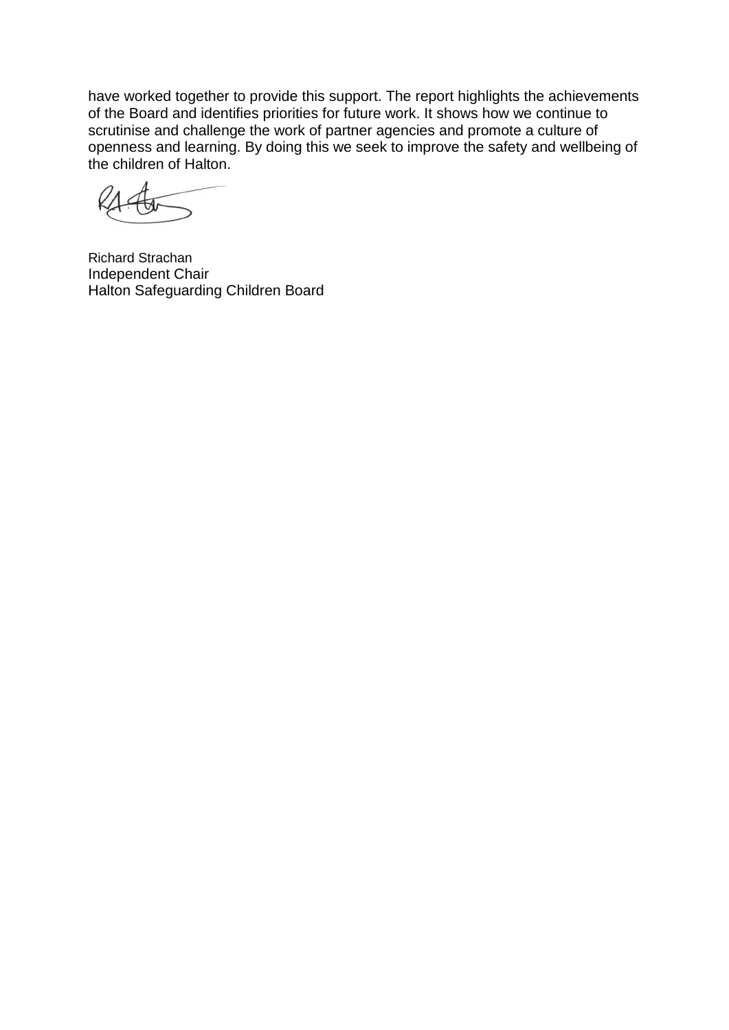have worked together to provide this support. The report highlights the achievements of the Board and identifies priorities for future work. It shows how we continue to scrutinise and challenge the work of partner agencies and promote a culture of openness and learning. By doing this we seek to improve the safety and wellbeing of the children of Halton.

Richard Strachan
Independent Chair
Halton Safeguarding Children Board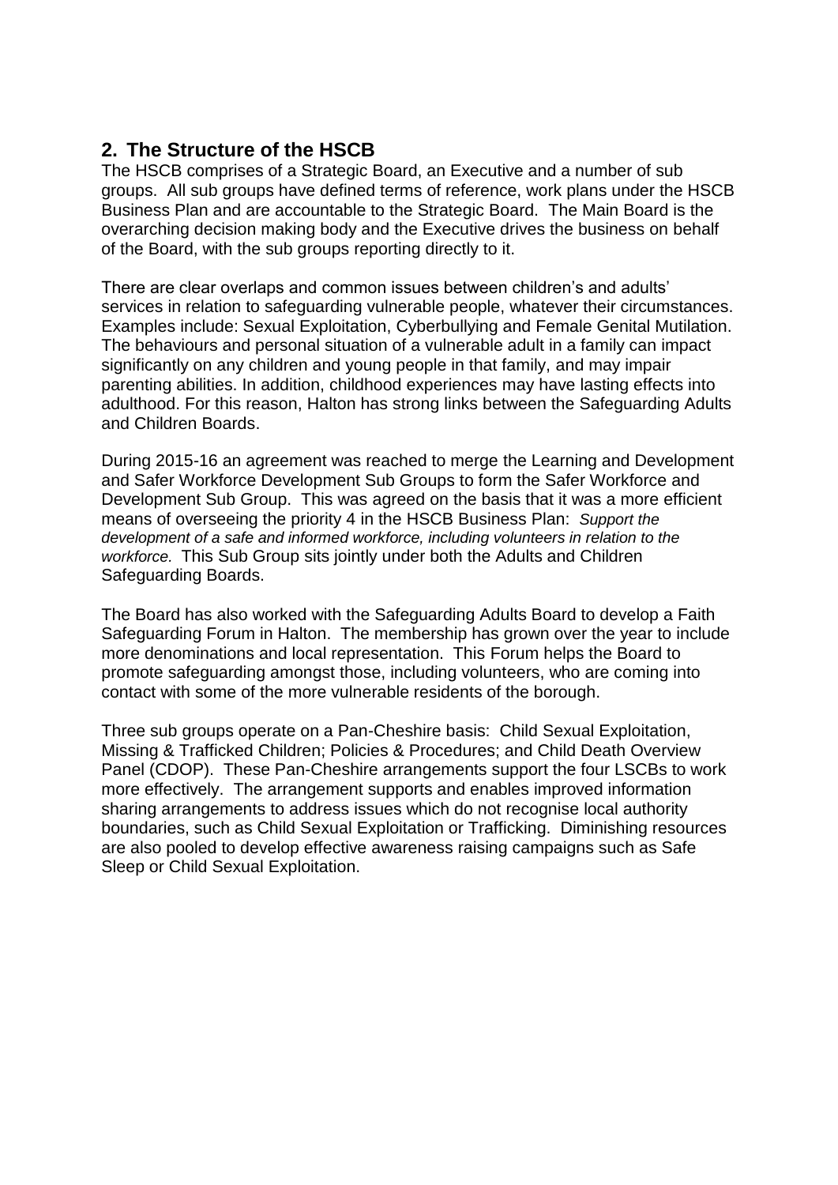## 2. The Structure of the HSCB

The HSCB comprises of a Strategic Board, an Executive and a number of sub groups. All sub groups have defined terms of reference, work plans under the HSCB Business Plan and are accountable to the Strategic Board. The Main Board is the overarching decision making body and the Executive drives the business on behalf of the Board, with the sub groups reporting directly to it.

There are clear overlaps and common issues between children's and adults' services in relation to safeguarding vulnerable people, whatever their circumstances. Examples include: Sexual Exploitation, Cyberbullying and Female Genital Mutilation. The behaviours and personal situation of a vulnerable adult in a family can impact significantly on any children and young people in that family, and may impair parenting abilities. In addition, childhood experiences may have lasting effects into adulthood. For this reason, Halton has strong links between the Safeguarding Adults and Children Boards.

During 2015-16 an agreement was reached to merge the Learning and Development and Safer Workforce Development Sub Groups to form the Safer Workforce and Development Sub Group. This was agreed on the basis that it was a more efficient means of overseeing the priority 4 in the HSCB Business Plan: *Support the development of a safe and informed workforce, including volunteers in relation to the workforce.* This Sub Group sits jointly under both the Adults and Children Safeguarding Boards.

The Board has also worked with the Safeguarding Adults Board to develop a Faith Safeguarding Forum in Halton. The membership has grown over the year to include more denominations and local representation. This Forum helps the Board to promote safeguarding amongst those, including volunteers, who are coming into contact with some of the more vulnerable residents of the borough.

Three sub groups operate on a Pan-Cheshire basis: Child Sexual Exploitation, Missing & Trafficked Children; Policies & Procedures; and Child Death Overview Panel (CDOP). These Pan-Cheshire arrangements support the four LSCBs to work more effectively. The arrangement supports and enables improved information sharing arrangements to address issues which do not recognise local authority boundaries, such as Child Sexual Exploitation or Trafficking. Diminishing resources are also pooled to develop effective awareness raising campaigns such as Safe Sleep or Child Sexual Exploitation.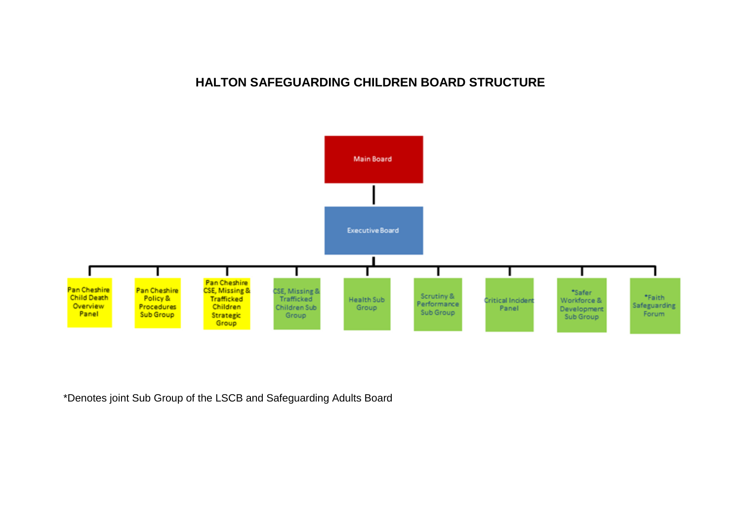# HALTON SAFEGUARDING CHILDREN BOARD STRUCTURE

- Main Board
  - Executive Board
    - Pan Cheshire Child Death Overview Panel
    - Pan Cheshire Policy & Procedures Sub Group
    - Pan Cheshire CSE, Missing & Trafficked Children Strategic Group
    - CSE, Missing & Trafficked Children Sub Group
    - Health Sub Group
    - Scrutiny & Performance Sub Group
    - Critical Incident Panel
    - *Safer Workforce & Development Sub Group
    - *Faith Safeguarding Forum

*Denotes joint Sub Group of the LSCB and Safeguarding Adults Board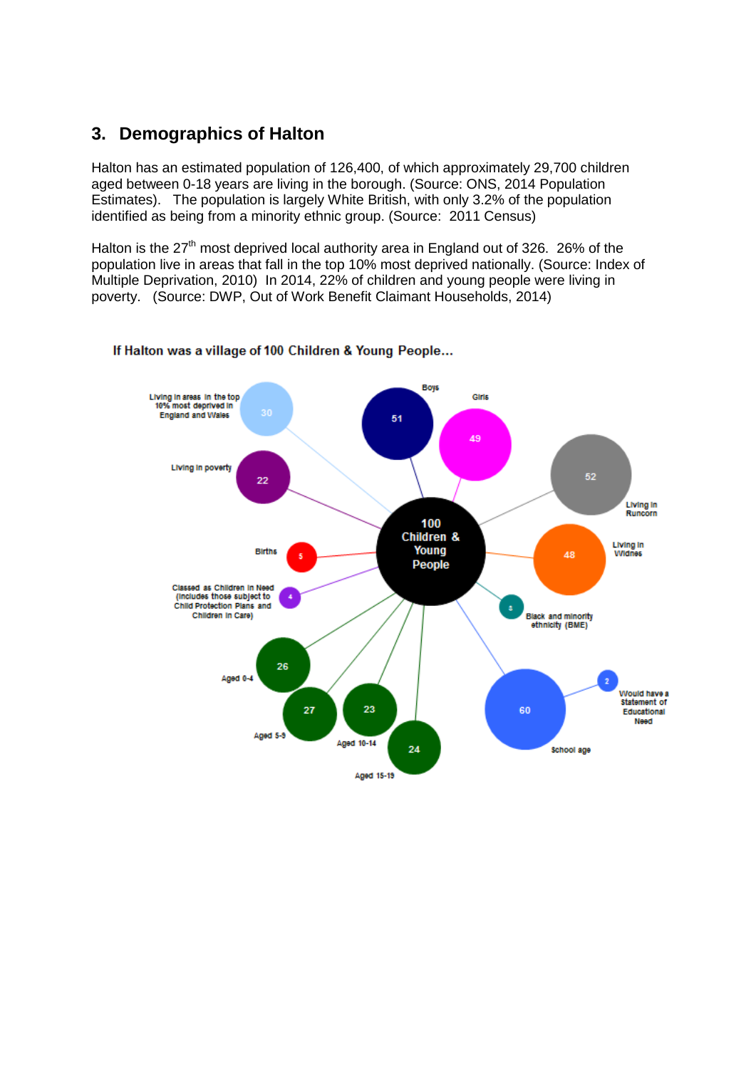## 3. Demographics of Halton

Halton has an estimated population of 126,400, of which approximately 29,700 children aged between 0-18 years are living in the borough. (Source: ONS, 2014 Population Estimates). The population is largely White British, with only 3.2% of the population identified as being from a minority ethnic group. (Source: 2011 Census)

Halton is the 27th most deprived local authority area in England out of 326. 26% of the population live in areas that fall in the top 10% most deprived nationally. (Source: Index of Multiple Deprivation, 2010) In 2014, 22% of children and young people were living in poverty. (Source: DWP, Out of Work Benefit Claimant Households, 2014)

If Halton was a village of 100 Children & Young People…

100 Children & Young People

- Living in areas in the top 10% most deprived in England and Wales: 30
- Boys: 51
- Girls: 49
- Living in Runcorn: 52
- Living in poverty: 22
- Births: 5
- Living in Widnes: 48
- Classed as Children in Need (includes those subject to Child Protection Plans and Children in Care): 4
- Black and minority ethnicity (BME): 3
- Aged 0-4: 26
- Aged 5-9: 27
- Aged 10-14: 23
- Aged 15-19: 24
- School age: 60
- Would have a Statement of Educational Need: 2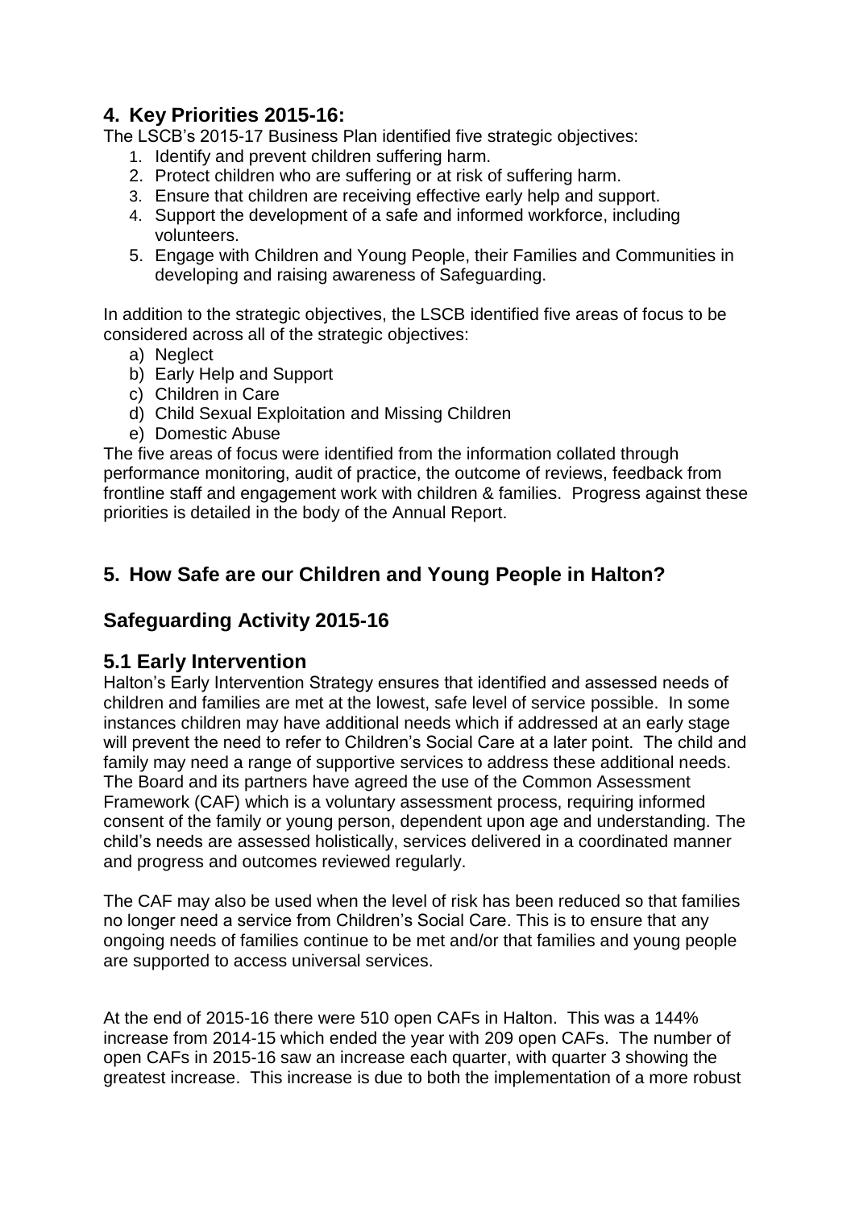## 4. Key Priorities 2015-16:

The LSCB's 2015-17 Business Plan identified five strategic objectives:

1. Identify and prevent children suffering harm.
2. Protect children who are suffering or at risk of suffering harm.
3. Ensure that children are receiving effective early help and support.
4. Support the development of a safe and informed workforce, including volunteers.
5. Engage with Children and Young People, their Families and Communities in developing and raising awareness of Safeguarding.

In addition to the strategic objectives, the LSCB identified five areas of focus to be considered across all of the strategic objectives:

a) Neglect
b) Early Help and Support
c) Children in Care
d) Child Sexual Exploitation and Missing Children
e) Domestic Abuse

The five areas of focus were identified from the information collated through performance monitoring, audit of practice, the outcome of reviews, feedback from frontline staff and engagement work with children & families. Progress against these priorities is detailed in the body of the Annual Report.

## 5. How Safe are our Children and Young People in Halton?

## Safeguarding Activity 2015-16

### 5.1 Early Intervention

Halton's Early Intervention Strategy ensures that identified and assessed needs of children and families are met at the lowest, safe level of service possible. In some instances children may have additional needs which if addressed at an early stage will prevent the need to refer to Children's Social Care at a later point. The child and family may need a range of supportive services to address these additional needs. The Board and its partners have agreed the use of the Common Assessment Framework (CAF) which is a voluntary assessment process, requiring informed consent of the family or young person, dependent upon age and understanding. The child's needs are assessed holistically, services delivered in a coordinated manner and progress and outcomes reviewed regularly.

The CAF may also be used when the level of risk has been reduced so that families no longer need a service from Children's Social Care. This is to ensure that any ongoing needs of families continue to be met and/or that families and young people are supported to access universal services.

At the end of 2015-16 there were 510 open CAFs in Halton. This was a 144% increase from 2014-15 which ended the year with 209 open CAFs. The number of open CAFs in 2015-16 saw an increase each quarter, with quarter 3 showing the greatest increase. This increase is due to both the implementation of a more robust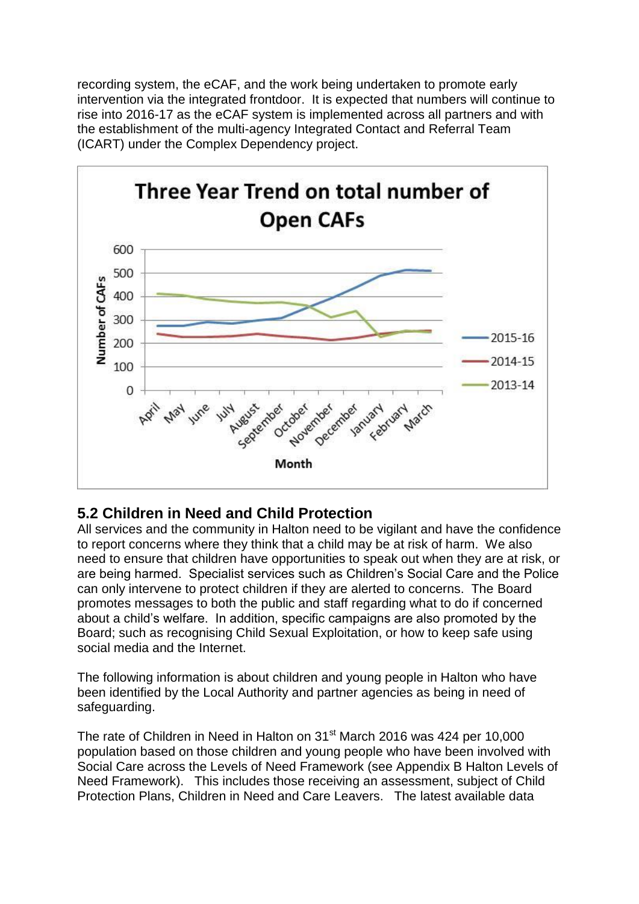recording system, the eCAF, and the work being undertaken to promote early intervention via the integrated frontdoor. It is expected that numbers will continue to rise into 2016-17 as the eCAF system is implemented across all partners and with the establishment of the multi-agency Integrated Contact and Referral Team (ICART) under the Complex Dependency project.

## 5.2 Children in Need and Child Protection

All services and the community in Halton need to be vigilant and have the confidence to report concerns where they think that a child may be at risk of harm. We also need to ensure that children have opportunities to speak out when they are at risk, or are being harmed. Specialist services such as Children's Social Care and the Police can only intervene to protect children if they are alerted to concerns. The Board promotes messages to both the public and staff regarding what to do if concerned about a child's welfare. In addition, specific campaigns are also promoted by the Board; such as recognising Child Sexual Exploitation, or how to keep safe using social media and the Internet.

The following information is about children and young people in Halton who have been identified by the Local Authority and partner agencies as being in need of safeguarding.

The rate of Children in Need in Halton on 31st March 2016 was 424 per 10,000 population based on those children and young people who have been involved with Social Care across the Levels of Need Framework (see Appendix B Halton Levels of Need Framework). This includes those receiving an assessment, subject of Child Protection Plans, Children in Need and Care Leavers. The latest available data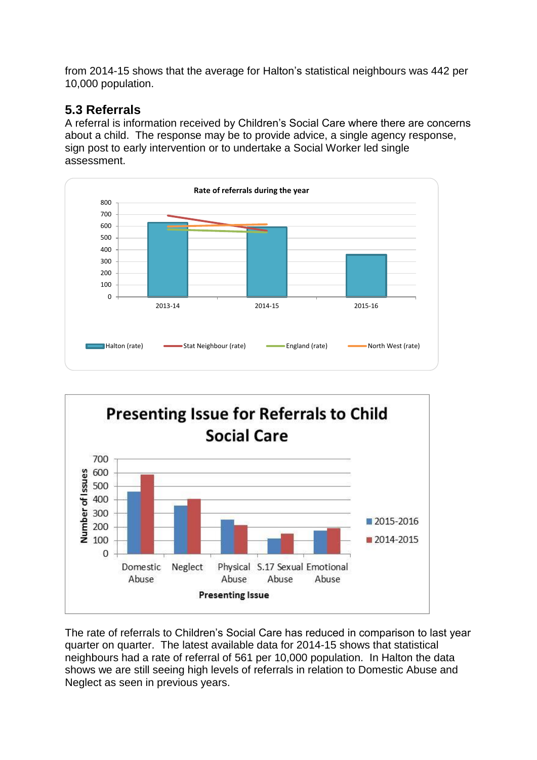from 2014-15 shows that the average for Halton's statistical neighbours was 442 per 10,000 population.

## 5.3 Referrals

A referral is information received by Children's Social Care where there are concerns about a child. The response may be to provide advice, a single agency response, sign post to early intervention or to undertake a Social Worker led single assessment.

The rate of referrals to Children's Social Care has reduced in comparison to last year quarter on quarter. The latest available data for 2014-15 shows that statistical neighbours had a rate of referral of 561 per 10,000 population. In Halton the data shows we are still seeing high levels of referrals in relation to Domestic Abuse and Neglect as seen in previous years.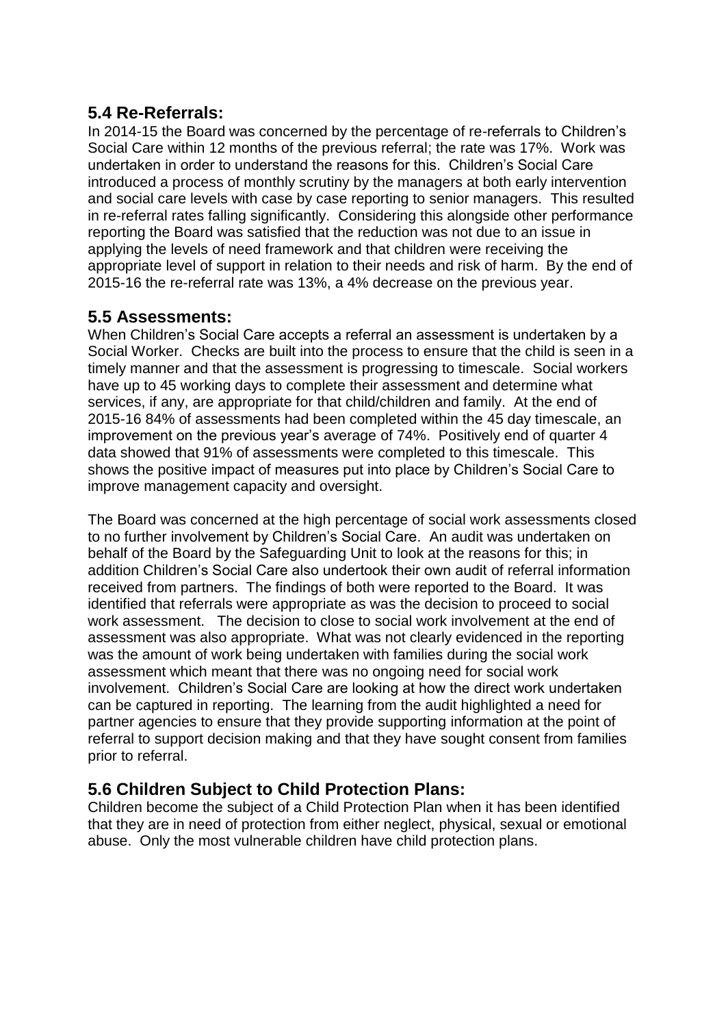## 5.4 Re-Referrals:

In 2014-15 the Board was concerned by the percentage of re-referrals to Children's Social Care within 12 months of the previous referral; the rate was 17%. Work was undertaken in order to understand the reasons for this. Children's Social Care introduced a process of monthly scrutiny by the managers at both early intervention and social care levels with case by case reporting to senior managers. This resulted in re-referral rates falling significantly. Considering this alongside other performance reporting the Board was satisfied that the reduction was not due to an issue in applying the levels of need framework and that children were receiving the appropriate level of support in relation to their needs and risk of harm. By the end of 2015-16 the re-referral rate was 13%, a 4% decrease on the previous year.

## 5.5 Assessments:

When Children's Social Care accepts a referral an assessment is undertaken by a Social Worker. Checks are built into the process to ensure that the child is seen in a timely manner and that the assessment is progressing to timescale. Social workers have up to 45 working days to complete their assessment and determine what services, if any, are appropriate for that child/children and family. At the end of 2015-16 84% of assessments had been completed within the 45 day timescale, an improvement on the previous year's average of 74%. Positively end of quarter 4 data showed that 91% of assessments were completed to this timescale. This shows the positive impact of measures put into place by Children's Social Care to improve management capacity and oversight.

The Board was concerned at the high percentage of social work assessments closed to no further involvement by Children's Social Care. An audit was undertaken on behalf of the Board by the Safeguarding Unit to look at the reasons for this; in addition Children's Social Care also undertook their own audit of referral information received from partners. The findings of both were reported to the Board. It was identified that referrals were appropriate as was the decision to proceed to social work assessment. The decision to close to social work involvement at the end of assessment was also appropriate. What was not clearly evidenced in the reporting was the amount of work being undertaken with families during the social work assessment which meant that there was no ongoing need for social work involvement. Children's Social Care are looking at how the direct work undertaken can be captured in reporting. The learning from the audit highlighted a need for partner agencies to ensure that they provide supporting information at the point of referral to support decision making and that they have sought consent from families prior to referral.

## 5.6 Children Subject to Child Protection Plans:

Children become the subject of a Child Protection Plan when it has been identified that they are in need of protection from either neglect, physical, sexual or emotional abuse. Only the most vulnerable children have child protection plans.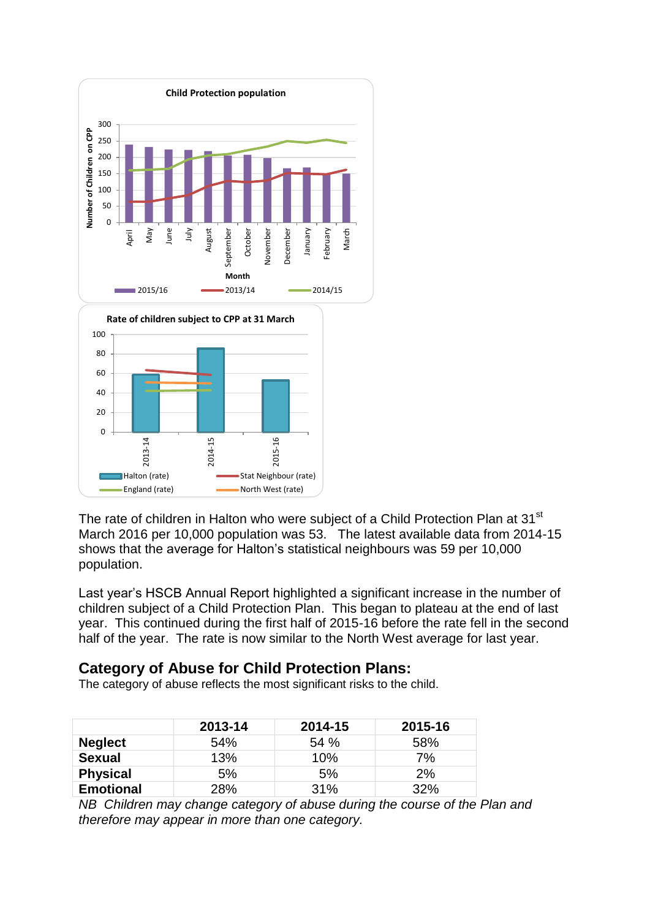The rate of children in Halton who were subject of a Child Protection Plan at 31st March 2016 per 10,000 population was 53. The latest available data from 2014-15 shows that the average for Halton's statistical neighbours was 59 per 10,000 population.

Last year's HSCB Annual Report highlighted a significant increase in the number of children subject of a Child Protection Plan. This began to plateau at the end of last year. This continued during the first half of 2015-16 before the rate fell in the second half of the year. The rate is now similar to the North West average for last year.

## Category of Abuse for Child Protection Plans:

The category of abuse reflects the most significant risks to the child.

| | 2013-14 | 2014-15 | 2015-16 |
|---|---|---|---|
| **Neglect** | 54% | 54 % | 58% |
| **Sexual** | 13% | 10% | 7% |
| **Physical** | 5% | 5% | 2% |
| **Emotional** | 28% | 31% | 32% |

*NB Children may change category of abuse during the course of the Plan and therefore may appear in more than one category.*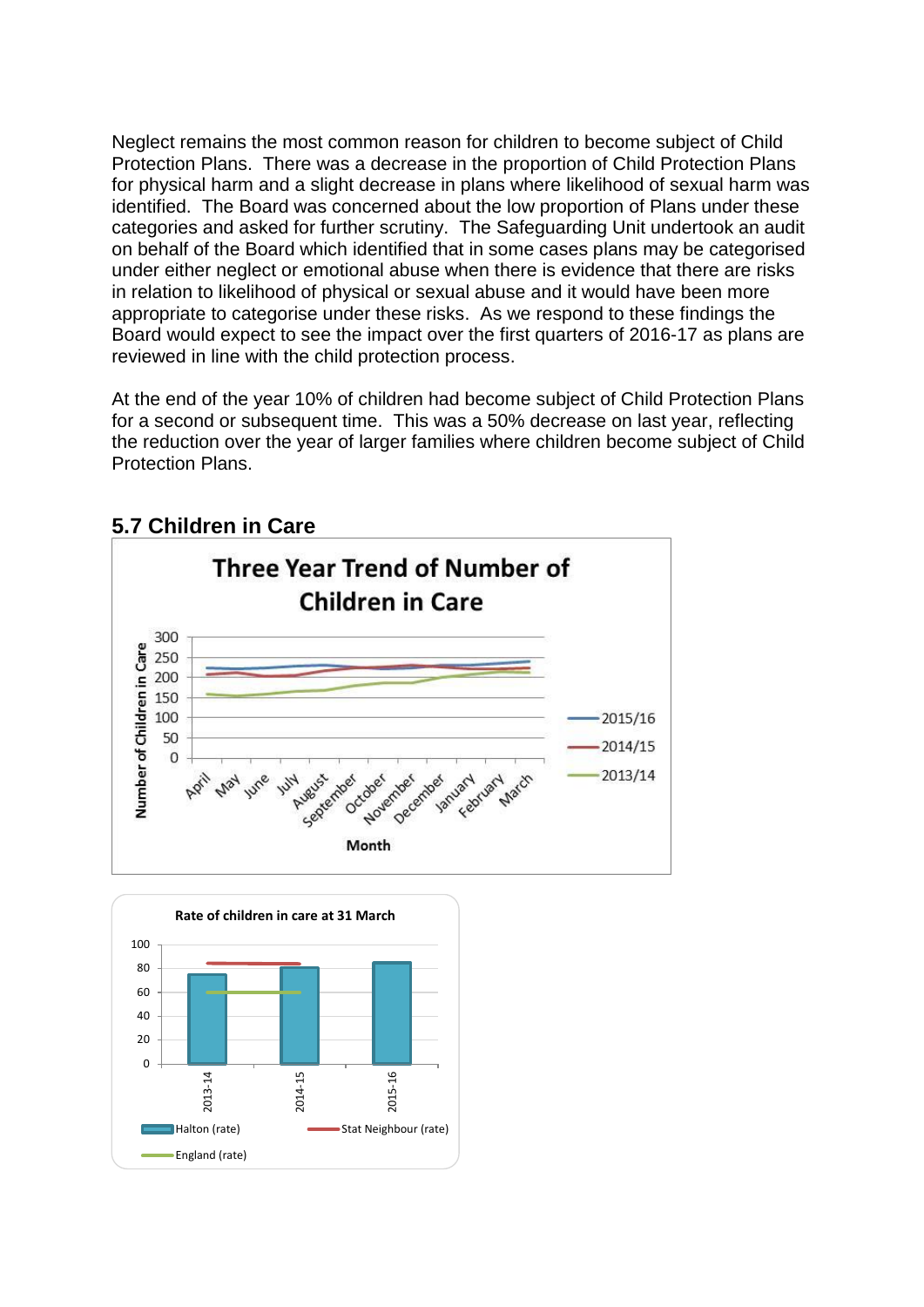Neglect remains the most common reason for children to become subject of Child Protection Plans. There was a decrease in the proportion of Child Protection Plans for physical harm and a slight decrease in plans where likelihood of sexual harm was identified. The Board was concerned about the low proportion of Plans under these categories and asked for further scrutiny. The Safeguarding Unit undertook an audit on behalf of the Board which identified that in some cases plans may be categorised under either neglect or emotional abuse when there is evidence that there are risks in relation to likelihood of physical or sexual abuse and it would have been more appropriate to categorise under these risks. As we respond to these findings the Board would expect to see the impact over the first quarters of 2016-17 as plans are reviewed in line with the child protection process.

At the end of the year 10% of children had become subject of Child Protection Plans for a second or subsequent time. This was a 50% decrease on last year, reflecting the reduction over the year of larger families where children become subject of Child Protection Plans.

## 5.7 Children in Care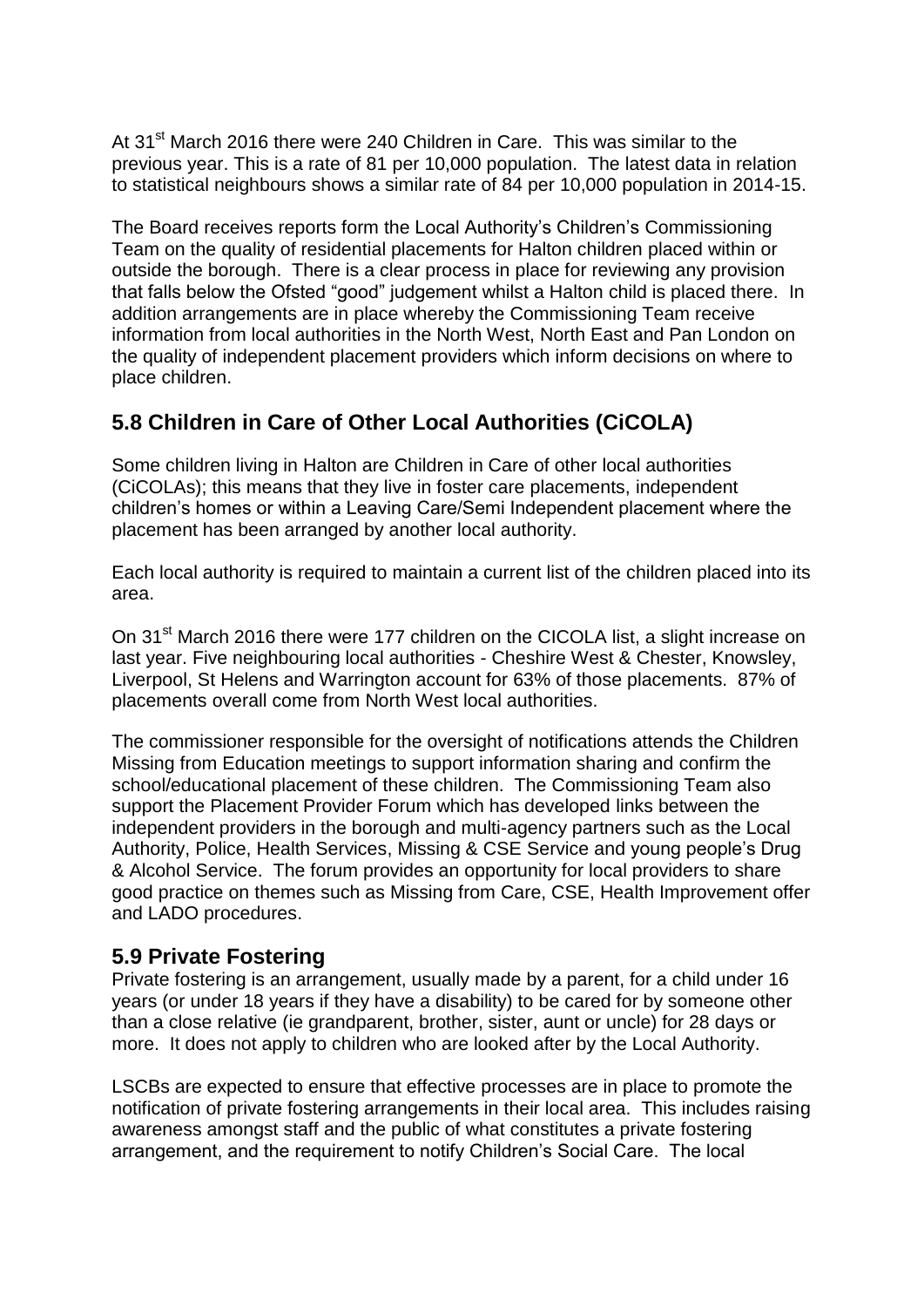At 31st March 2016 there were 240 Children in Care. This was similar to the previous year. This is a rate of 81 per 10,000 population. The latest data in relation to statistical neighbours shows a similar rate of 84 per 10,000 population in 2014-15.

The Board receives reports form the Local Authority's Children's Commissioning Team on the quality of residential placements for Halton children placed within or outside the borough. There is a clear process in place for reviewing any provision that falls below the Ofsted "good" judgement whilst a Halton child is placed there. In addition arrangements are in place whereby the Commissioning Team receive information from local authorities in the North West, North East and Pan London on the quality of independent placement providers which inform decisions on where to place children.

## 5.8 Children in Care of Other Local Authorities (CiCOLA)

Some children living in Halton are Children in Care of other local authorities (CiCOLAs); this means that they live in foster care placements, independent children's homes or within a Leaving Care/Semi Independent placement where the placement has been arranged by another local authority.

Each local authority is required to maintain a current list of the children placed into its area.

On 31st March 2016 there were 177 children on the CICOLA list, a slight increase on last year. Five neighbouring local authorities - Cheshire West & Chester, Knowsley, Liverpool, St Helens and Warrington account for 63% of those placements. 87% of placements overall come from North West local authorities.

The commissioner responsible for the oversight of notifications attends the Children Missing from Education meetings to support information sharing and confirm the school/educational placement of these children. The Commissioning Team also support the Placement Provider Forum which has developed links between the independent providers in the borough and multi-agency partners such as the Local Authority, Police, Health Services, Missing & CSE Service and young people's Drug & Alcohol Service. The forum provides an opportunity for local providers to share good practice on themes such as Missing from Care, CSE, Health Improvement offer and LADO procedures.

## 5.9 Private Fostering

Private fostering is an arrangement, usually made by a parent, for a child under 16 years (or under 18 years if they have a disability) to be cared for by someone other than a close relative (ie grandparent, brother, sister, aunt or uncle) for 28 days or more. It does not apply to children who are looked after by the Local Authority.

LSCBs are expected to ensure that effective processes are in place to promote the notification of private fostering arrangements in their local area. This includes raising awareness amongst staff and the public of what constitutes a private fostering arrangement, and the requirement to notify Children's Social Care. The local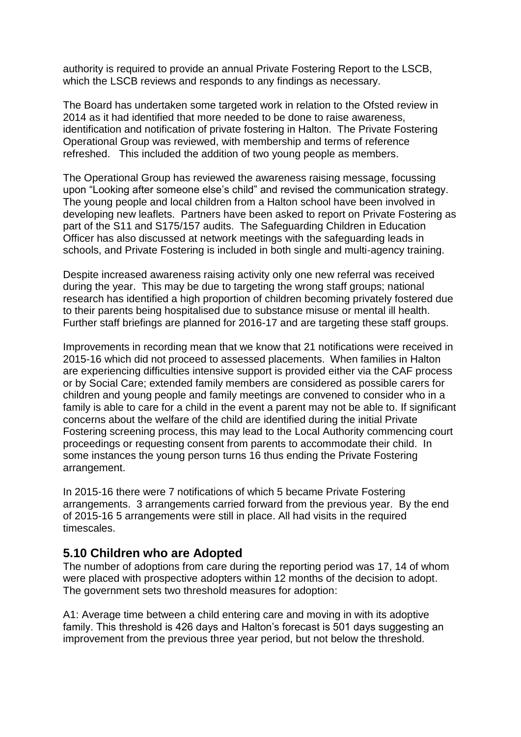authority is required to provide an annual Private Fostering Report to the LSCB, which the LSCB reviews and responds to any findings as necessary.

The Board has undertaken some targeted work in relation to the Ofsted review in 2014 as it had identified that more needed to be done to raise awareness, identification and notification of private fostering in Halton. The Private Fostering Operational Group was reviewed, with membership and terms of reference refreshed. This included the addition of two young people as members.

The Operational Group has reviewed the awareness raising message, focussing upon "Looking after someone else's child" and revised the communication strategy. The young people and local children from a Halton school have been involved in developing new leaflets. Partners have been asked to report on Private Fostering as part of the S11 and S175/157 audits. The Safeguarding Children in Education Officer has also discussed at network meetings with the safeguarding leads in schools, and Private Fostering is included in both single and multi-agency training.

Despite increased awareness raising activity only one new referral was received during the year. This may be due to targeting the wrong staff groups; national research has identified a high proportion of children becoming privately fostered due to their parents being hospitalised due to substance misuse or mental ill health. Further staff briefings are planned for 2016-17 and are targeting these staff groups.

Improvements in recording mean that we know that 21 notifications were received in 2015-16 which did not proceed to assessed placements. When families in Halton are experiencing difficulties intensive support is provided either via the CAF process or by Social Care; extended family members are considered as possible carers for children and young people and family meetings are convened to consider who in a family is able to care for a child in the event a parent may not be able to. If significant concerns about the welfare of the child are identified during the initial Private Fostering screening process, this may lead to the Local Authority commencing court proceedings or requesting consent from parents to accommodate their child. In some instances the young person turns 16 thus ending the Private Fostering arrangement.

In 2015-16 there were 7 notifications of which 5 became Private Fostering arrangements. 3 arrangements carried forward from the previous year. By the end of 2015-16 5 arrangements were still in place. All had visits in the required timescales.

## 5.10 Children who are Adopted

The number of adoptions from care during the reporting period was 17, 14 of whom were placed with prospective adopters within 12 months of the decision to adopt. The government sets two threshold measures for adoption:

A1: Average time between a child entering care and moving in with its adoptive family. This threshold is 426 days and Halton's forecast is 501 days suggesting an improvement from the previous three year period, but not below the threshold.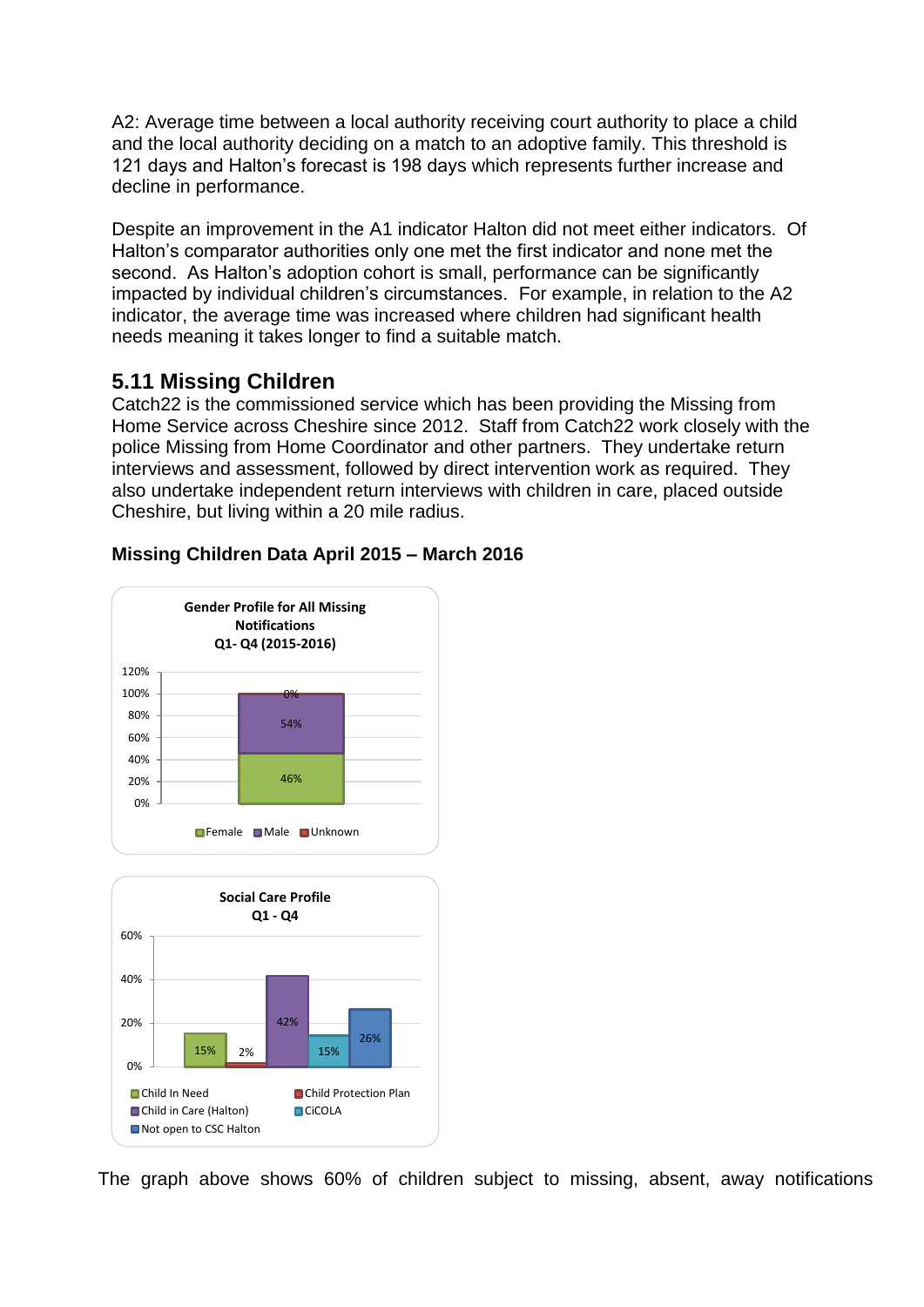A2: Average time between a local authority receiving court authority to place a child and the local authority deciding on a match to an adoptive family. This threshold is 121 days and Halton's forecast is 198 days which represents further increase and decline in performance.

Despite an improvement in the A1 indicator Halton did not meet either indicators. Of Halton's comparator authorities only one met the first indicator and none met the second. As Halton's adoption cohort is small, performance can be significantly impacted by individual children's circumstances. For example, in relation to the A2 indicator, the average time was increased where children had significant health needs meaning it takes longer to find a suitable match.

## 5.11 Missing Children

Catch22 is the commissioned service which has been providing the Missing from Home Service across Cheshire since 2012. Staff from Catch22 work closely with the police Missing from Home Coordinator and other partners. They undertake return interviews and assessment, followed by direct intervention work as required. They also undertake independent return interviews with children in care, placed outside Cheshire, but living within a 20 mile radius.

### Missing Children Data April 2015 – March 2016

**Gender Profile for All Missing Notifications Q1- Q4 (2015-2016)**

| Gender | % |
|---|---|
| Female | 46% |
| Male | 54% |
| Unknown | 0% |

**Social Care Profile Q1 - Q4**

| Category | % |
|---|---|
| Child In Need | 15% |
| Child Protection Plan | 2% |
| Child in Care (Halton) | 42% |
| CiCOLA | 15% |
| Not open to CSC Halton | 26% |

The graph above shows 60% of children subject to missing, absent, away notifications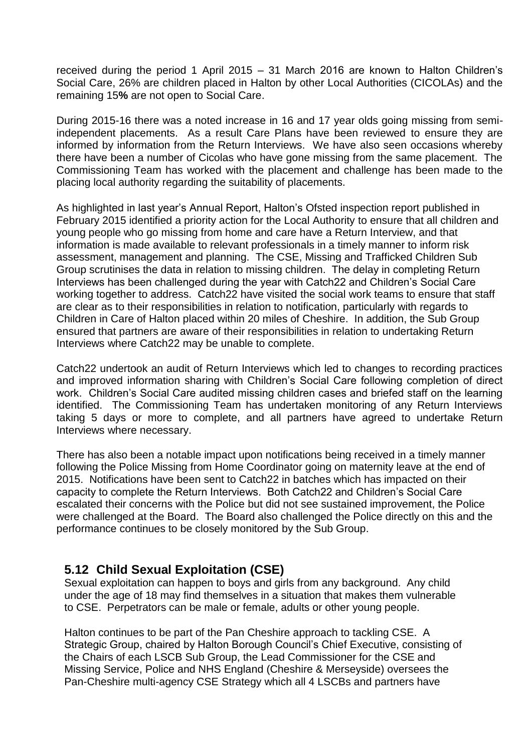received during the period 1 April 2015 – 31 March 2016 are known to Halton Children's Social Care, 26% are children placed in Halton by other Local Authorities (CICOLAs) and the remaining 15**%** are not open to Social Care.

During 2015-16 there was a noted increase in 16 and 17 year olds going missing from semi-independent placements. As a result Care Plans have been reviewed to ensure they are informed by information from the Return Interviews. We have also seen occasions whereby there have been a number of Cicolas who have gone missing from the same placement. The Commissioning Team has worked with the placement and challenge has been made to the placing local authority regarding the suitability of placements.

As highlighted in last year's Annual Report, Halton's Ofsted inspection report published in February 2015 identified a priority action for the Local Authority to ensure that all children and young people who go missing from home and care have a Return Interview, and that information is made available to relevant professionals in a timely manner to inform risk assessment, management and planning. The CSE, Missing and Trafficked Children Sub Group scrutinises the data in relation to missing children. The delay in completing Return Interviews has been challenged during the year with Catch22 and Children's Social Care working together to address. Catch22 have visited the social work teams to ensure that staff are clear as to their responsibilities in relation to notification, particularly with regards to Children in Care of Halton placed within 20 miles of Cheshire. In addition, the Sub Group ensured that partners are aware of their responsibilities in relation to undertaking Return Interviews where Catch22 may be unable to complete.

Catch22 undertook an audit of Return Interviews which led to changes to recording practices and improved information sharing with Children's Social Care following completion of direct work. Children's Social Care audited missing children cases and briefed staff on the learning identified. The Commissioning Team has undertaken monitoring of any Return Interviews taking 5 days or more to complete, and all partners have agreed to undertake Return Interviews where necessary.

There has also been a notable impact upon notifications being received in a timely manner following the Police Missing from Home Coordinator going on maternity leave at the end of 2015. Notifications have been sent to Catch22 in batches which has impacted on their capacity to complete the Return Interviews. Both Catch22 and Children's Social Care escalated their concerns with the Police but did not see sustained improvement, the Police were challenged at the Board. The Board also challenged the Police directly on this and the performance continues to be closely monitored by the Sub Group.

## 5.12 Child Sexual Exploitation (CSE)

Sexual exploitation can happen to boys and girls from any background. Any child under the age of 18 may find themselves in a situation that makes them vulnerable to CSE. Perpetrators can be male or female, adults or other young people.

Halton continues to be part of the Pan Cheshire approach to tackling CSE. A Strategic Group, chaired by Halton Borough Council's Chief Executive, consisting of the Chairs of each LSCB Sub Group, the Lead Commissioner for the CSE and Missing Service, Police and NHS England (Cheshire & Merseyside) oversees the Pan-Cheshire multi-agency CSE Strategy which all 4 LSCBs and partners have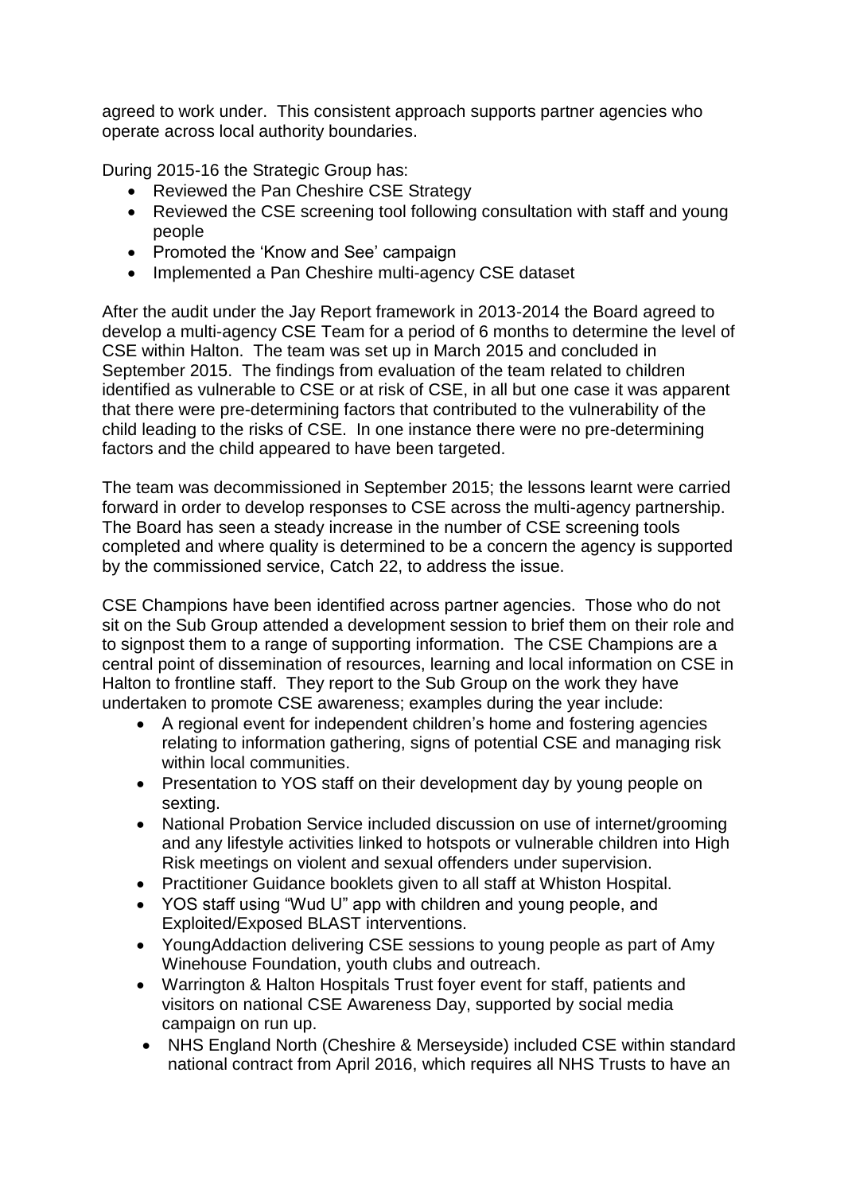agreed to work under. This consistent approach supports partner agencies who operate across local authority boundaries.

During 2015-16 the Strategic Group has:

- Reviewed the Pan Cheshire CSE Strategy
- Reviewed the CSE screening tool following consultation with staff and young people
- Promoted the 'Know and See' campaign
- Implemented a Pan Cheshire multi-agency CSE dataset

After the audit under the Jay Report framework in 2013-2014 the Board agreed to develop a multi-agency CSE Team for a period of 6 months to determine the level of CSE within Halton. The team was set up in March 2015 and concluded in September 2015. The findings from evaluation of the team related to children identified as vulnerable to CSE or at risk of CSE, in all but one case it was apparent that there were pre-determining factors that contributed to the vulnerability of the child leading to the risks of CSE. In one instance there were no pre-determining factors and the child appeared to have been targeted.

The team was decommissioned in September 2015; the lessons learnt were carried forward in order to develop responses to CSE across the multi-agency partnership. The Board has seen a steady increase in the number of CSE screening tools completed and where quality is determined to be a concern the agency is supported by the commissioned service, Catch 22, to address the issue.

CSE Champions have been identified across partner agencies. Those who do not sit on the Sub Group attended a development session to brief them on their role and to signpost them to a range of supporting information. The CSE Champions are a central point of dissemination of resources, learning and local information on CSE in Halton to frontline staff. They report to the Sub Group on the work they have undertaken to promote CSE awareness; examples during the year include:

- A regional event for independent children's home and fostering agencies relating to information gathering, signs of potential CSE and managing risk within local communities.
- Presentation to YOS staff on their development day by young people on sexting.
- National Probation Service included discussion on use of internet/grooming and any lifestyle activities linked to hotspots or vulnerable children into High Risk meetings on violent and sexual offenders under supervision.
- Practitioner Guidance booklets given to all staff at Whiston Hospital.
- YOS staff using "Wud U" app with children and young people, and Exploited/Exposed BLAST interventions.
- YoungAddaction delivering CSE sessions to young people as part of Amy Winehouse Foundation, youth clubs and outreach.
- Warrington & Halton Hospitals Trust foyer event for staff, patients and visitors on national CSE Awareness Day, supported by social media campaign on run up.
- NHS England North (Cheshire & Merseyside) included CSE within standard national contract from April 2016, which requires all NHS Trusts to have an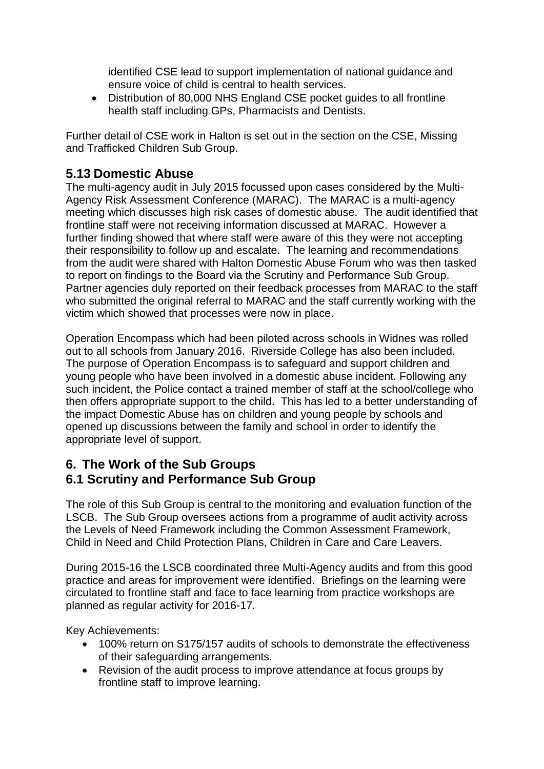identified CSE lead to support implementation of national guidance and ensure voice of child is central to health services.

- Distribution of 80,000 NHS England CSE pocket guides to all frontline health staff including GPs, Pharmacists and Dentists.

Further detail of CSE work in Halton is set out in the section on the CSE, Missing and Trafficked Children Sub Group.

## 5.13 Domestic Abuse

The multi-agency audit in July 2015 focussed upon cases considered by the Multi-Agency Risk Assessment Conference (MARAC). The MARAC is a multi-agency meeting which discusses high risk cases of domestic abuse. The audit identified that frontline staff were not receiving information discussed at MARAC. However a further finding showed that where staff were aware of this they were not accepting their responsibility to follow up and escalate. The learning and recommendations from the audit were shared with Halton Domestic Abuse Forum who was then tasked to report on findings to the Board via the Scrutiny and Performance Sub Group. Partner agencies duly reported on their feedback processes from MARAC to the staff who submitted the original referral to MARAC and the staff currently working with the victim which showed that processes were now in place.

Operation Encompass which had been piloted across schools in Widnes was rolled out to all schools from January 2016. Riverside College has also been included. The purpose of Operation Encompass is to safeguard and support children and young people who have been involved in a domestic abuse incident. Following any such incident, the Police contact a trained member of staff at the school/college who then offers appropriate support to the child. This has led to a better understanding of the impact Domestic Abuse has on children and young people by schools and opened up discussions between the family and school in order to identify the appropriate level of support.

# 6. The Work of the Sub Groups

## 6.1 Scrutiny and Performance Sub Group

The role of this Sub Group is central to the monitoring and evaluation function of the LSCB. The Sub Group oversees actions from a programme of audit activity across the Levels of Need Framework including the Common Assessment Framework, Child in Need and Child Protection Plans, Children in Care and Care Leavers.

During 2015-16 the LSCB coordinated three Multi-Agency audits and from this good practice and areas for improvement were identified. Briefings on the learning were circulated to frontline staff and face to face learning from practice workshops are planned as regular activity for 2016-17.

Key Achievements:

- 100% return on S175/157 audits of schools to demonstrate the effectiveness of their safeguarding arrangements.
- Revision of the audit process to improve attendance at focus groups by frontline staff to improve learning.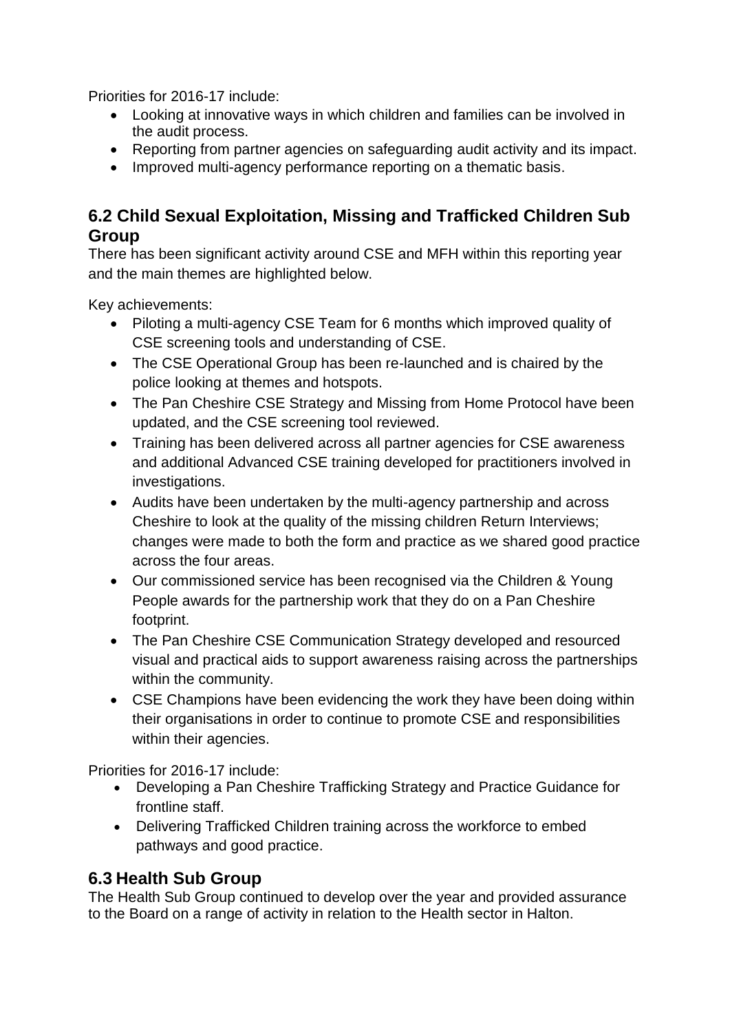Priorities for 2016-17 include:

- Looking at innovative ways in which children and families can be involved in the audit process.
- Reporting from partner agencies on safeguarding audit activity and its impact.
- Improved multi-agency performance reporting on a thematic basis.

## 6.2 Child Sexual Exploitation, Missing and Trafficked Children Sub Group

There has been significant activity around CSE and MFH within this reporting year and the main themes are highlighted below.

Key achievements:

- Piloting a multi-agency CSE Team for 6 months which improved quality of CSE screening tools and understanding of CSE.
- The CSE Operational Group has been re-launched and is chaired by the police looking at themes and hotspots.
- The Pan Cheshire CSE Strategy and Missing from Home Protocol have been updated, and the CSE screening tool reviewed.
- Training has been delivered across all partner agencies for CSE awareness and additional Advanced CSE training developed for practitioners involved in investigations.
- Audits have been undertaken by the multi-agency partnership and across Cheshire to look at the quality of the missing children Return Interviews; changes were made to both the form and practice as we shared good practice across the four areas.
- Our commissioned service has been recognised via the Children & Young People awards for the partnership work that they do on a Pan Cheshire footprint.
- The Pan Cheshire CSE Communication Strategy developed and resourced visual and practical aids to support awareness raising across the partnerships within the community.
- CSE Champions have been evidencing the work they have been doing within their organisations in order to continue to promote CSE and responsibilities within their agencies.

Priorities for 2016-17 include:

- Developing a Pan Cheshire Trafficking Strategy and Practice Guidance for frontline staff.
- Delivering Trafficked Children training across the workforce to embed pathways and good practice.

## 6.3 Health Sub Group

The Health Sub Group continued to develop over the year and provided assurance to the Board on a range of activity in relation to the Health sector in Halton.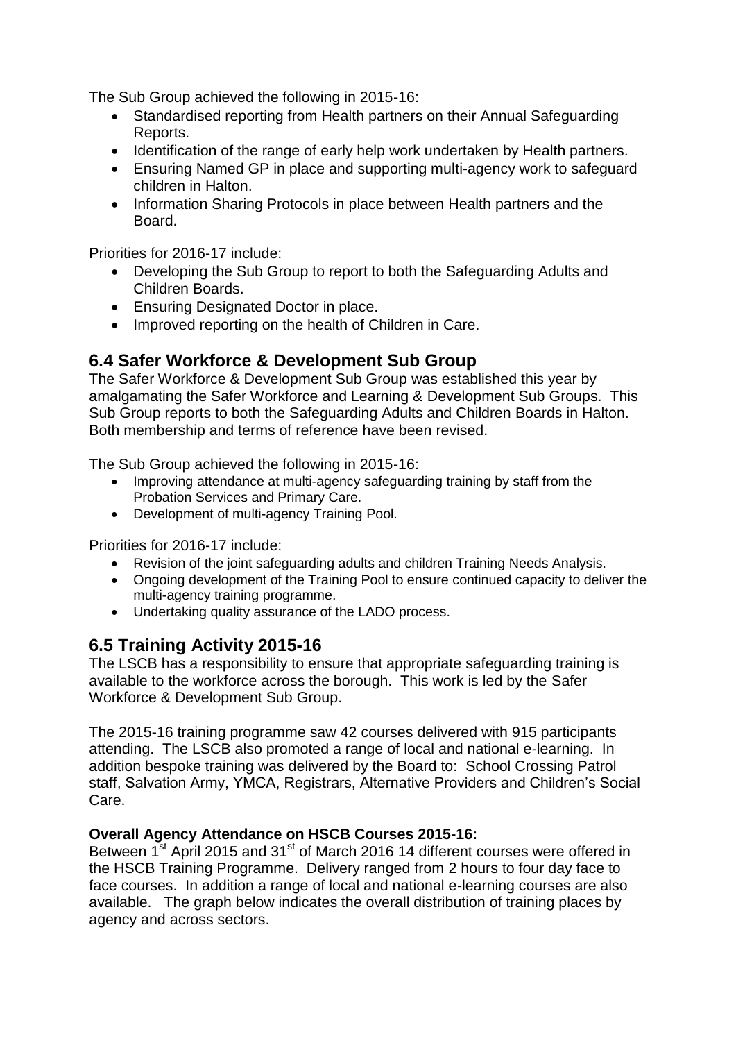The Sub Group achieved the following in 2015-16:

- Standardised reporting from Health partners on their Annual Safeguarding Reports.
- Identification of the range of early help work undertaken by Health partners.
- Ensuring Named GP in place and supporting multi-agency work to safeguard children in Halton.
- Information Sharing Protocols in place between Health partners and the Board.

Priorities for 2016-17 include:

- Developing the Sub Group to report to both the Safeguarding Adults and Children Boards.
- Ensuring Designated Doctor in place.
- Improved reporting on the health of Children in Care.

## 6.4 Safer Workforce & Development Sub Group

The Safer Workforce & Development Sub Group was established this year by amalgamating the Safer Workforce and Learning & Development Sub Groups. This Sub Group reports to both the Safeguarding Adults and Children Boards in Halton. Both membership and terms of reference have been revised.

The Sub Group achieved the following in 2015-16:

- Improving attendance at multi-agency safeguarding training by staff from the Probation Services and Primary Care.
- Development of multi-agency Training Pool.

Priorities for 2016-17 include:

- Revision of the joint safeguarding adults and children Training Needs Analysis.
- Ongoing development of the Training Pool to ensure continued capacity to deliver the multi-agency training programme.
- Undertaking quality assurance of the LADO process.

## 6.5 Training Activity 2015-16

The LSCB has a responsibility to ensure that appropriate safeguarding training is available to the workforce across the borough. This work is led by the Safer Workforce & Development Sub Group.

The 2015-16 training programme saw 42 courses delivered with 915 participants attending. The LSCB also promoted a range of local and national e-learning. In addition bespoke training was delivered by the Board to: School Crossing Patrol staff, Salvation Army, YMCA, Registrars, Alternative Providers and Children's Social Care.

**Overall Agency Attendance on HSCB Courses 2015-16:**

Between 1st April 2015 and 31st of March 2016 14 different courses were offered in the HSCB Training Programme. Delivery ranged from 2 hours to four day face to face courses. In addition a range of local and national e-learning courses are also available. The graph below indicates the overall distribution of training places by agency and across sectors.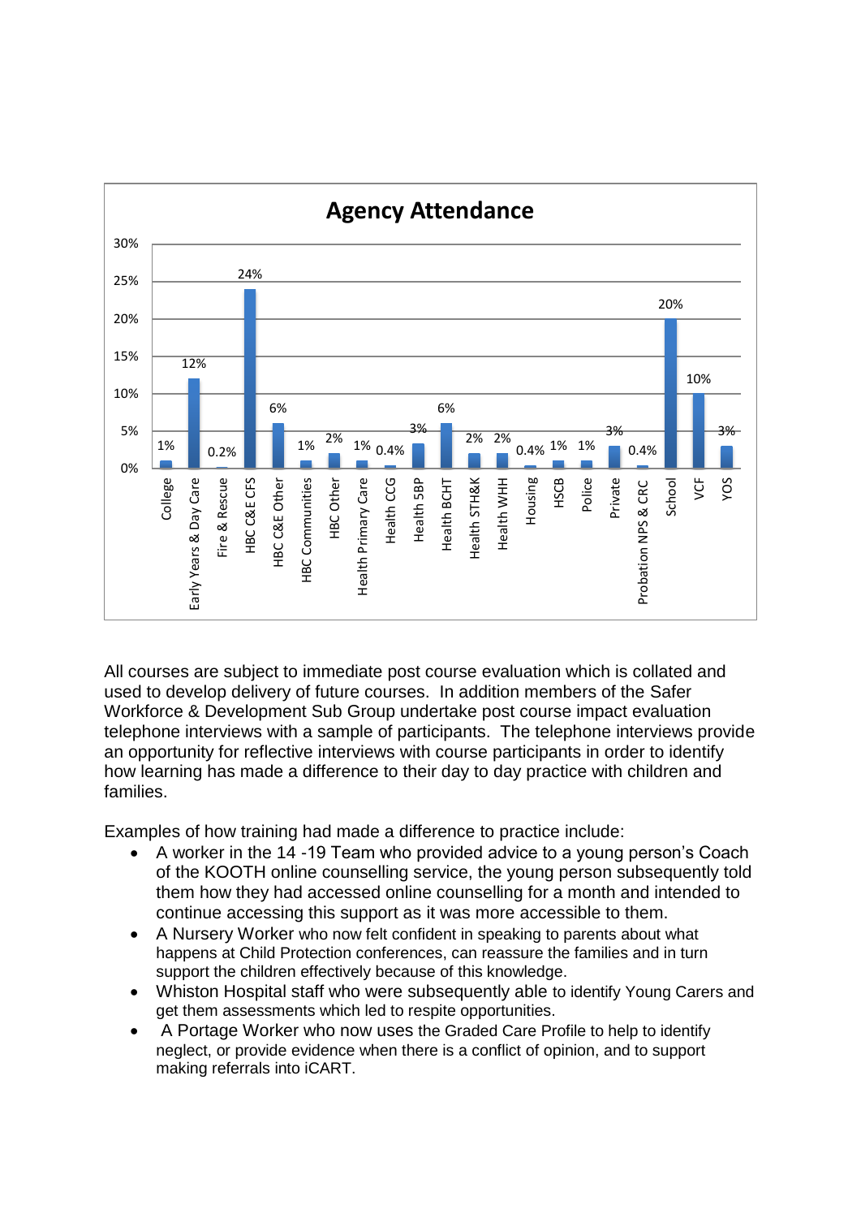**Agency Attendance**

| Agency | Attendance |
|---|---|
| College | 1% |
| Early Years & Day Care | 12% |
| Fire & Rescue | 0.2% |
| HBC C&E CFS | 24% |
| HBC C&E Other | 6% |
| HBC Communities | 1% |
| HBC Other | 2% |
| Health Primary Care | 1% |
| Health CCG | 0.4% |
| Health 5BP | 3% |
| Health BCHT | 6% |
| Health STH&K | 2% |
| Health WHH | 2% |
| Housing | 0.4% |
| HSCB | 1% |
| Police | 1% |
| Private | 3% |
| Probation NPS & CRC | 0.4% |
| School | 20% |
| VCF | 10% |
| YOS | 3% |

All courses are subject to immediate post course evaluation which is collated and used to develop delivery of future courses. In addition members of the Safer Workforce & Development Sub Group undertake post course impact evaluation telephone interviews with a sample of participants. The telephone interviews provide an opportunity for reflective interviews with course participants in order to identify how learning has made a difference to their day to day practice with children and families.

Examples of how training had made a difference to practice include:

- A worker in the 14 -19 Team who provided advice to a young person's Coach of the KOOTH online counselling service, the young person subsequently told them how they had accessed online counselling for a month and intended to continue accessing this support as it was more accessible to them.
- A Nursery Worker who now felt confident in speaking to parents about what happens at Child Protection conferences, can reassure the families and in turn support the children effectively because of this knowledge.
- Whiston Hospital staff who were subsequently able to identify Young Carers and get them assessments which led to respite opportunities.
- A Portage Worker who now uses the Graded Care Profile to help to identify neglect, or provide evidence when there is a conflict of opinion, and to support making referrals into iCART.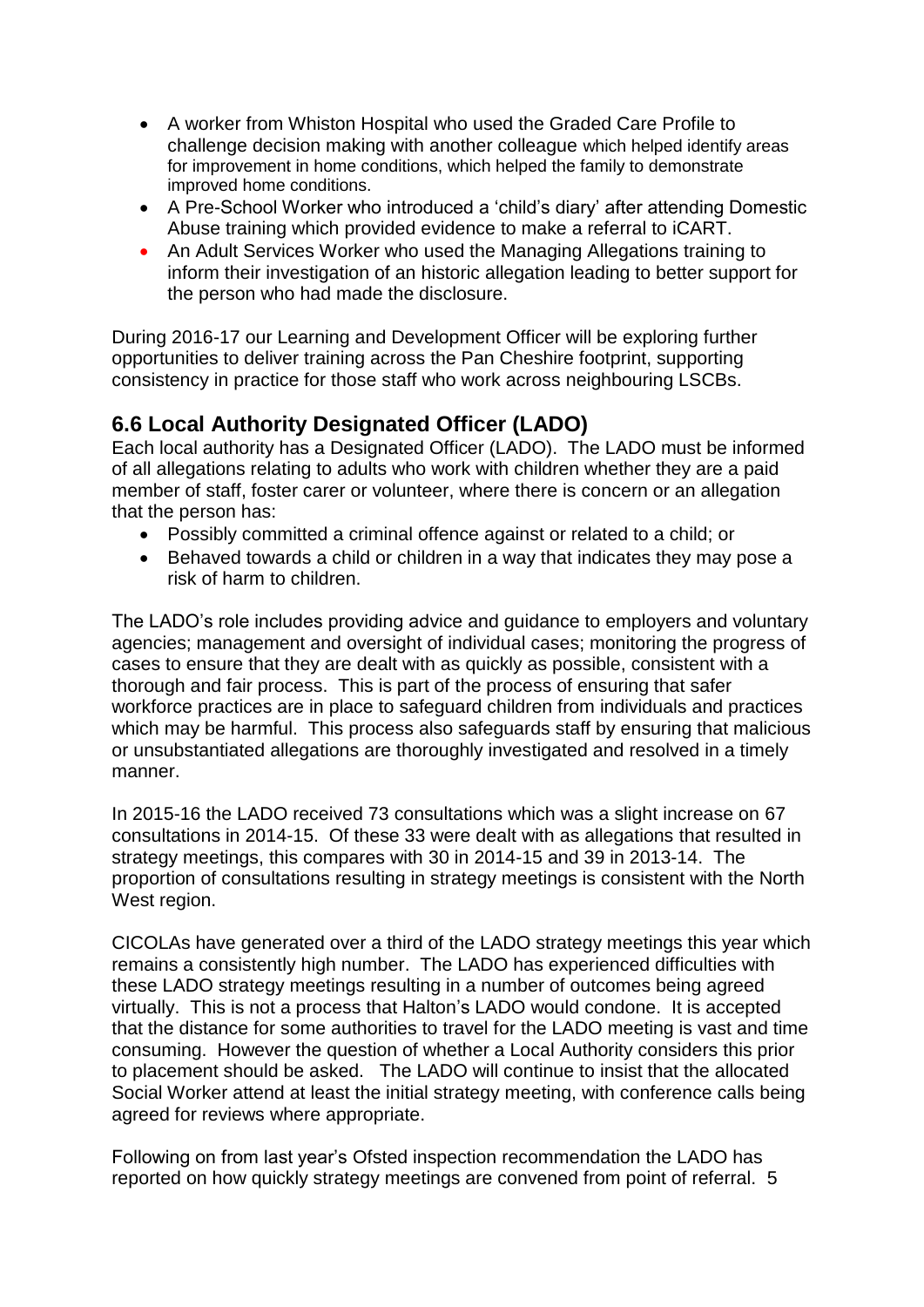- A worker from Whiston Hospital who used the Graded Care Profile to challenge decision making with another colleague which helped identify areas for improvement in home conditions, which helped the family to demonstrate improved home conditions.
- A Pre-School Worker who introduced a 'child's diary' after attending Domestic Abuse training which provided evidence to make a referral to iCART.
- An Adult Services Worker who used the Managing Allegations training to inform their investigation of an historic allegation leading to better support for the person who had made the disclosure.

During 2016-17 our Learning and Development Officer will be exploring further opportunities to deliver training across the Pan Cheshire footprint, supporting consistency in practice for those staff who work across neighbouring LSCBs.

## 6.6 Local Authority Designated Officer (LADO)

Each local authority has a Designated Officer (LADO). The LADO must be informed of all allegations relating to adults who work with children whether they are a paid member of staff, foster carer or volunteer, where there is concern or an allegation that the person has:

- Possibly committed a criminal offence against or related to a child; or
- Behaved towards a child or children in a way that indicates they may pose a risk of harm to children.

The LADO's role includes providing advice and guidance to employers and voluntary agencies; management and oversight of individual cases; monitoring the progress of cases to ensure that they are dealt with as quickly as possible, consistent with a thorough and fair process. This is part of the process of ensuring that safer workforce practices are in place to safeguard children from individuals and practices which may be harmful. This process also safeguards staff by ensuring that malicious or unsubstantiated allegations are thoroughly investigated and resolved in a timely manner.

In 2015-16 the LADO received 73 consultations which was a slight increase on 67 consultations in 2014-15. Of these 33 were dealt with as allegations that resulted in strategy meetings, this compares with 30 in 2014-15 and 39 in 2013-14. The proportion of consultations resulting in strategy meetings is consistent with the North West region.

CICOLAs have generated over a third of the LADO strategy meetings this year which remains a consistently high number. The LADO has experienced difficulties with these LADO strategy meetings resulting in a number of outcomes being agreed virtually. This is not a process that Halton's LADO would condone. It is accepted that the distance for some authorities to travel for the LADO meeting is vast and time consuming. However the question of whether a Local Authority considers this prior to placement should be asked. The LADO will continue to insist that the allocated Social Worker attend at least the initial strategy meeting, with conference calls being agreed for reviews where appropriate.

Following on from last year's Ofsted inspection recommendation the LADO has reported on how quickly strategy meetings are convened from point of referral. 5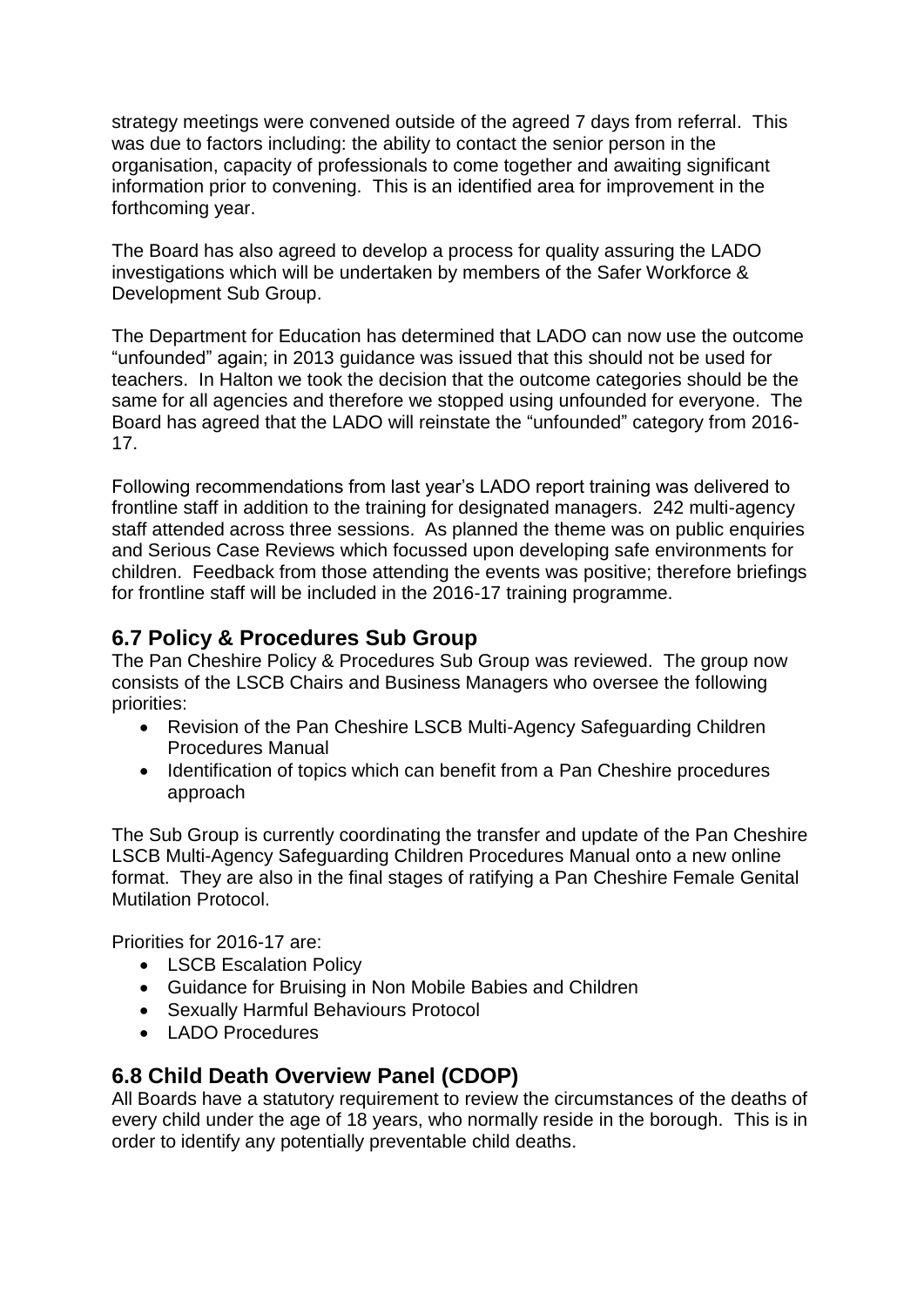strategy meetings were convened outside of the agreed 7 days from referral. This was due to factors including: the ability to contact the senior person in the organisation, capacity of professionals to come together and awaiting significant information prior to convening. This is an identified area for improvement in the forthcoming year.

The Board has also agreed to develop a process for quality assuring the LADO investigations which will be undertaken by members of the Safer Workforce & Development Sub Group.

The Department for Education has determined that LADO can now use the outcome "unfounded" again; in 2013 guidance was issued that this should not be used for teachers. In Halton we took the decision that the outcome categories should be the same for all agencies and therefore we stopped using unfounded for everyone. The Board has agreed that the LADO will reinstate the "unfounded" category from 2016-17.

Following recommendations from last year's LADO report training was delivered to frontline staff in addition to the training for designated managers. 242 multi-agency staff attended across three sessions. As planned the theme was on public enquiries and Serious Case Reviews which focussed upon developing safe environments for children. Feedback from those attending the events was positive; therefore briefings for frontline staff will be included in the 2016-17 training programme.

## 6.7 Policy & Procedures Sub Group

The Pan Cheshire Policy & Procedures Sub Group was reviewed. The group now consists of the LSCB Chairs and Business Managers who oversee the following priorities:

- Revision of the Pan Cheshire LSCB Multi-Agency Safeguarding Children Procedures Manual
- Identification of topics which can benefit from a Pan Cheshire procedures approach

The Sub Group is currently coordinating the transfer and update of the Pan Cheshire LSCB Multi-Agency Safeguarding Children Procedures Manual onto a new online format. They are also in the final stages of ratifying a Pan Cheshire Female Genital Mutilation Protocol.

Priorities for 2016-17 are:

- LSCB Escalation Policy
- Guidance for Bruising in Non Mobile Babies and Children
- Sexually Harmful Behaviours Protocol
- LADO Procedures

## 6.8 Child Death Overview Panel (CDOP)

All Boards have a statutory requirement to review the circumstances of the deaths of every child under the age of 18 years, who normally reside in the borough. This is in order to identify any potentially preventable child deaths.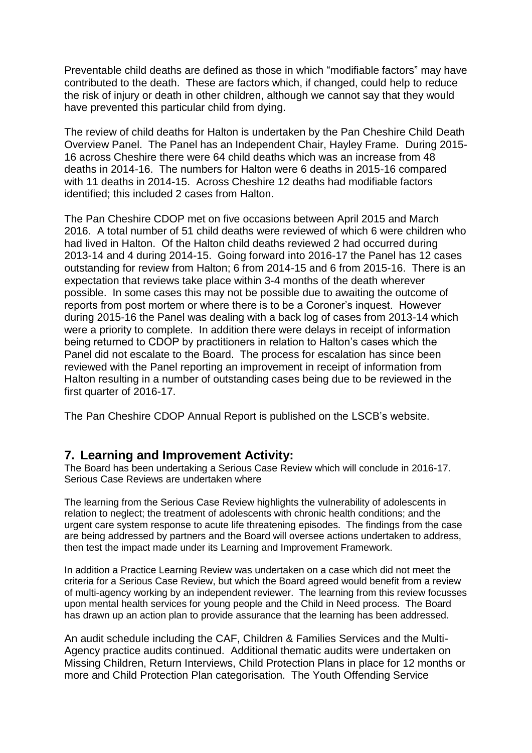Preventable child deaths are defined as those in which "modifiable factors" may have contributed to the death. These are factors which, if changed, could help to reduce the risk of injury or death in other children, although we cannot say that they would have prevented this particular child from dying.

The review of child deaths for Halton is undertaken by the Pan Cheshire Child Death Overview Panel. The Panel has an Independent Chair, Hayley Frame. During 2015-16 across Cheshire there were 64 child deaths which was an increase from 48 deaths in 2014-16. The numbers for Halton were 6 deaths in 2015-16 compared with 11 deaths in 2014-15. Across Cheshire 12 deaths had modifiable factors identified; this included 2 cases from Halton.

The Pan Cheshire CDOP met on five occasions between April 2015 and March 2016. A total number of 51 child deaths were reviewed of which 6 were children who had lived in Halton. Of the Halton child deaths reviewed 2 had occurred during 2013-14 and 4 during 2014-15. Going forward into 2016-17 the Panel has 12 cases outstanding for review from Halton; 6 from 2014-15 and 6 from 2015-16. There is an expectation that reviews take place within 3-4 months of the death wherever possible. In some cases this may not be possible due to awaiting the outcome of reports from post mortem or where there is to be a Coroner's inquest. However during 2015-16 the Panel was dealing with a back log of cases from 2013-14 which were a priority to complete. In addition there were delays in receipt of information being returned to CDOP by practitioners in relation to Halton's cases which the Panel did not escalate to the Board. The process for escalation has since been reviewed with the Panel reporting an improvement in receipt of information from Halton resulting in a number of outstanding cases being due to be reviewed in the first quarter of 2016-17.

The Pan Cheshire CDOP Annual Report is published on the LSCB's website.

## 7. Learning and Improvement Activity:

The Board has been undertaking a Serious Case Review which will conclude in 2016-17. Serious Case Reviews are undertaken where

The learning from the Serious Case Review highlights the vulnerability of adolescents in relation to neglect; the treatment of adolescents with chronic health conditions; and the urgent care system response to acute life threatening episodes. The findings from the case are being addressed by partners and the Board will oversee actions undertaken to address, then test the impact made under its Learning and Improvement Framework.

In addition a Practice Learning Review was undertaken on a case which did not meet the criteria for a Serious Case Review, but which the Board agreed would benefit from a review of multi-agency working by an independent reviewer. The learning from this review focusses upon mental health services for young people and the Child in Need process. The Board has drawn up an action plan to provide assurance that the learning has been addressed.

An audit schedule including the CAF, Children & Families Services and the Multi-Agency practice audits continued. Additional thematic audits were undertaken on Missing Children, Return Interviews, Child Protection Plans in place for 12 months or more and Child Protection Plan categorisation. The Youth Offending Service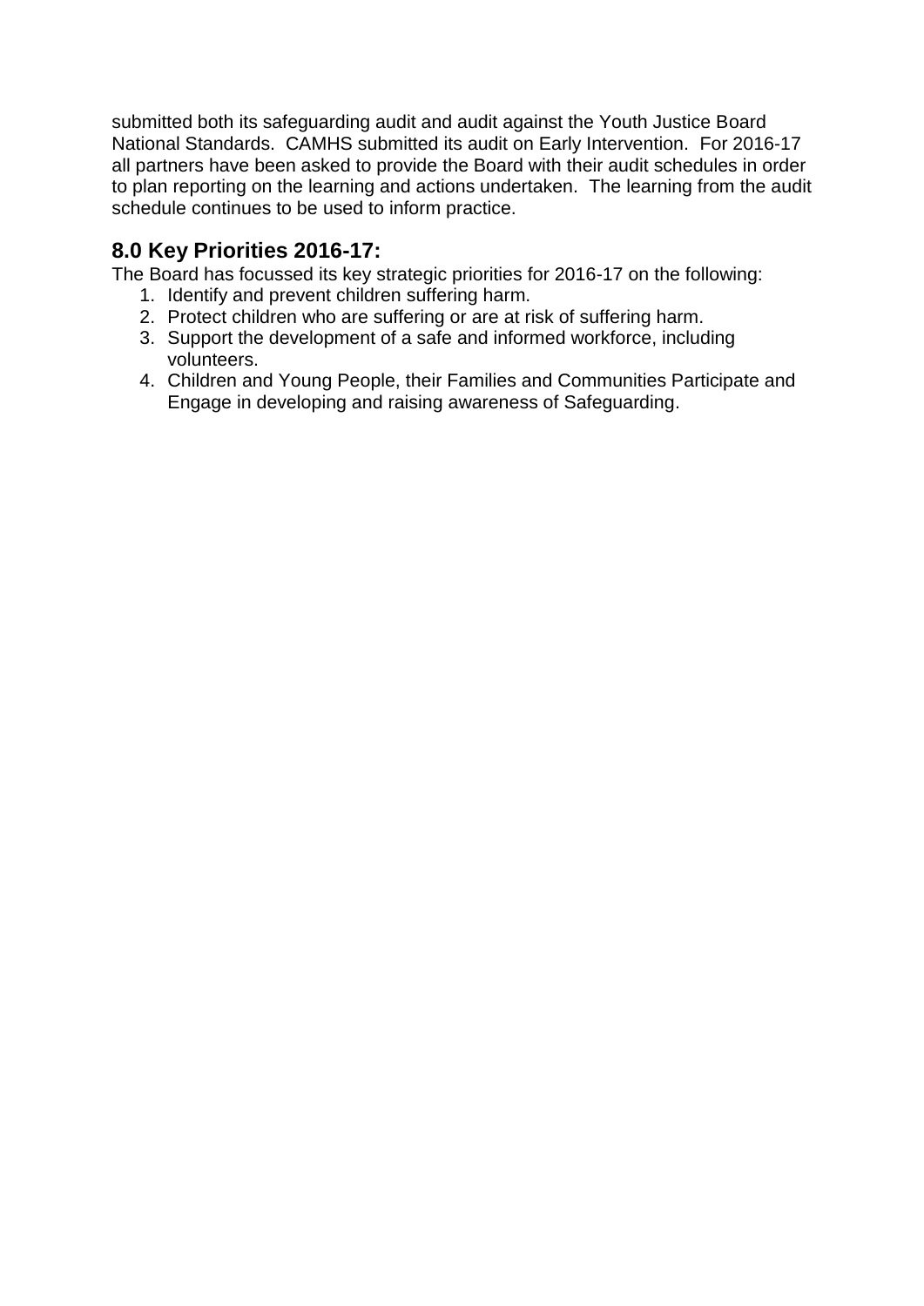submitted both its safeguarding audit and audit against the Youth Justice Board National Standards.  CAMHS submitted its audit on Early Intervention.  For 2016-17 all partners have been asked to provide the Board with their audit schedules in order to plan reporting on the learning and actions undertaken.  The learning from the audit schedule continues to be used to inform practice.

## 8.0 Key Priorities 2016-17:

The Board has focussed its key strategic priorities for 2016-17 on the following:

1. Identify and prevent children suffering harm.
2. Protect children who are suffering or are at risk of suffering harm.
3. Support the development of a safe and informed workforce, including volunteers.
4. Children and Young People, their Families and Communities Participate and Engage in developing and raising awareness of Safeguarding.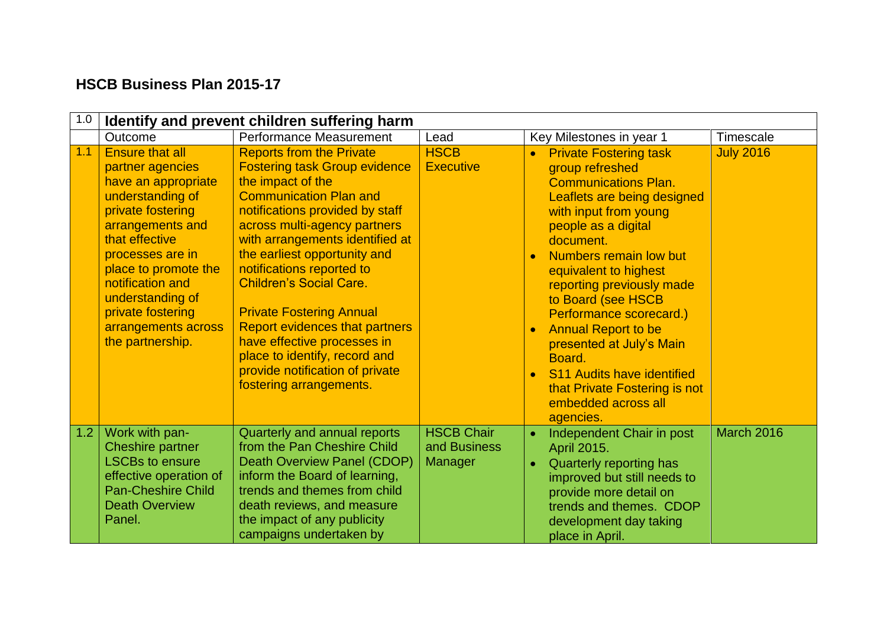## HSCB Business Plan 2015-17

| 1.0 | Identify and prevent children suffering harm | | | | |
|---|---|---|---|---|---|
| | Outcome | Performance Measurement | Lead | Key Milestones in year 1 | Timescale |
| 1.1 | Ensure that all partner agencies have an appropriate understanding of private fostering arrangements and that effective processes are in place to promote the notification and understanding of private fostering arrangements across the partnership. | Reports from the Private Fostering task Group evidence the impact of the Communication Plan and notifications provided by staff across multi-agency partners with arrangements identified at the earliest opportunity and notifications reported to Children's Social Care.<br><br>Private Fostering Annual Report evidences that partners have effective processes in place to identify, record and provide notification of private fostering arrangements. | HSCB Executive | • Private Fostering task group refreshed Communications Plan. Leaflets are being designed with input from young people as a digital document.<br>• Numbers remain low but equivalent to highest reporting previously made to Board (see HSCB Performance scorecard.)<br>• Annual Report to be presented at July's Main Board.<br>• S11 Audits have identified that Private Fostering is not embedded across all agencies. | July 2016 |
| 1.2 | Work with pan-Cheshire partner LSCBs to ensure effective operation of Pan-Cheshire Child Death Overview Panel. | Quarterly and annual reports from the Pan Cheshire Child Death Overview Panel (CDOP) inform the Board of learning, trends and themes from child death reviews, and measure the impact of any publicity campaigns undertaken by | HSCB Chair and Business Manager | • Independent Chair in post April 2015.<br>• Quarterly reporting has improved but still needs to provide more detail on trends and themes. CDOP development day taking place in April. | March 2016 |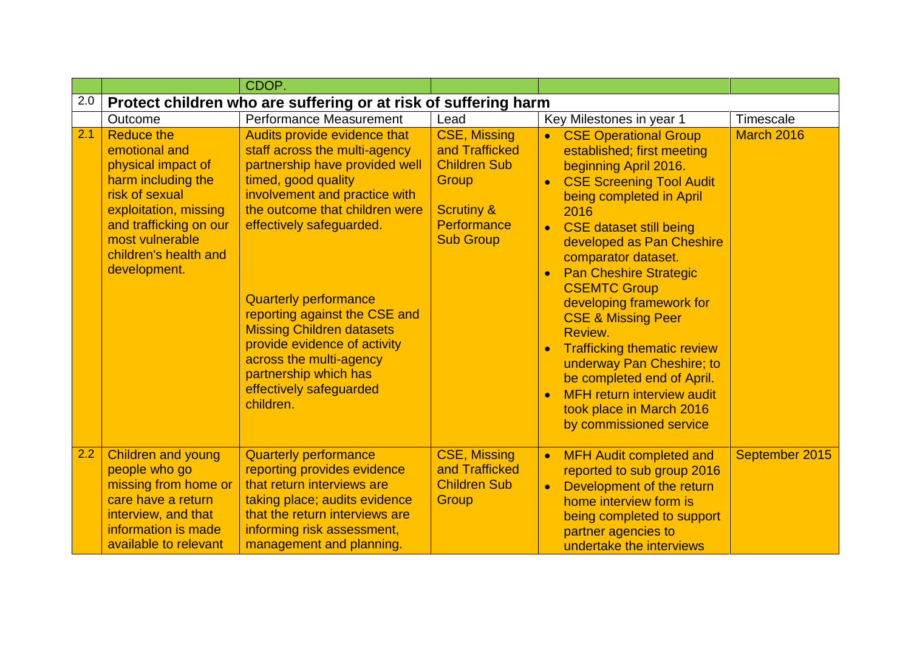|  |  | CDOP. |  |  |  |
|---|---|---|---|---|---|
| 2.0 | **Protect children who are suffering or at risk of suffering harm** |  |  |  |  |
|  | Outcome | Performance Measurement | Lead | Key Milestones in year 1 | Timescale |
| 2.1 | Reduce the emotional and physical impact of harm including the risk of sexual exploitation, missing and trafficking on our most vulnerable children's health and development. | Audits provide evidence that staff across the multi-agency partnership have provided well timed, good quality involvement and practice with the outcome that children were effectively safeguarded.<br><br>Quarterly performance reporting against the CSE and Missing Children datasets provide evidence of activity across the multi-agency partnership which has effectively safeguarded children. | CSE, Missing and Trafficked Children Sub Group<br><br>Scrutiny & Performance Sub Group | • CSE Operational Group established; first meeting beginning April 2016.<br>• CSE Screening Tool Audit being completed in April 2016<br>• CSE dataset still being developed as Pan Cheshire comparator dataset.<br>• Pan Cheshire Strategic CSEMTC Group developing framework for CSE & Missing Peer Review.<br>• Trafficking thematic review underway Pan Cheshire; to be completed end of April.<br>• MFH return interview audit took place in March 2016 by commissioned service | March 2016 |
| 2.2 | Children and young people who go missing from home or care have a return interview, and that information is made available to relevant | Quarterly performance reporting provides evidence that return interviews are taking place; audits evidence that the return interviews are informing risk assessment, management and planning. | CSE, Missing and Trafficked Children Sub Group | • MFH Audit completed and reported to sub group 2016<br>• Development of the return home interview form is being completed to support partner agencies to undertake the interviews | September 2015 |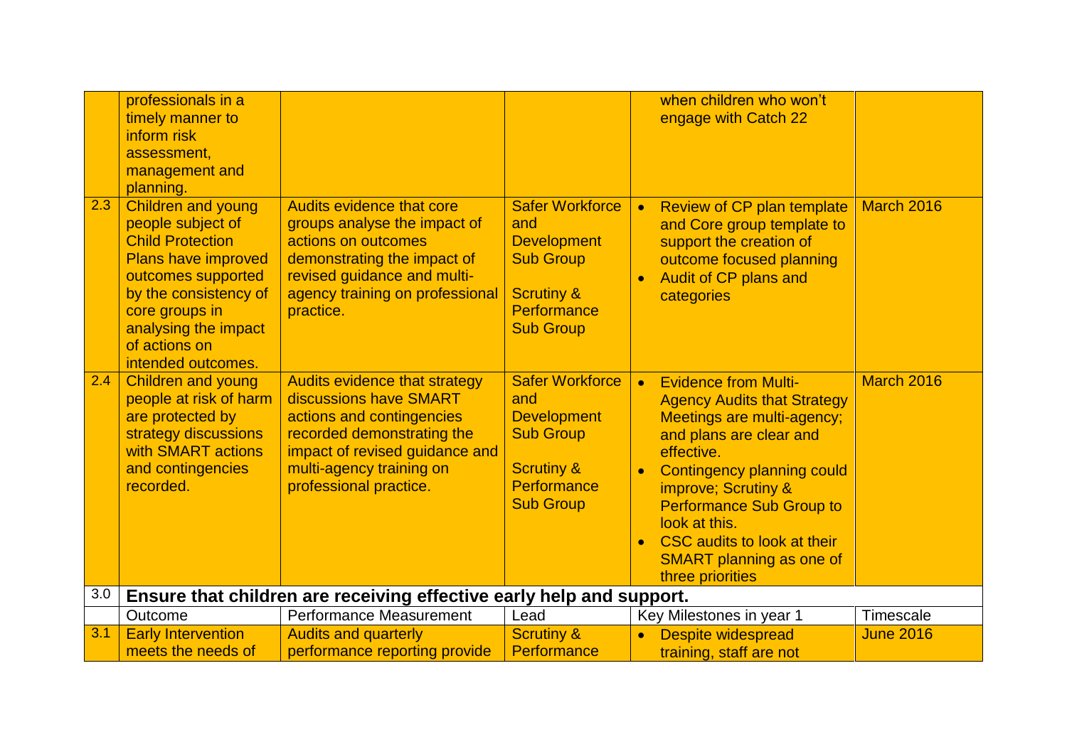| | | | | | |
|---|---|---|---|---|---|
| | professionals in a timely manner to inform risk assessment, management and planning. | | | when children who won't engage with Catch 22 | |
| 2.3 | Children and young people subject of Child Protection Plans have improved outcomes supported by the consistency of core groups in analysing the impact of actions on intended outcomes. | Audits evidence that core groups analyse the impact of actions on outcomes demonstrating the impact of revised guidance and multi-agency training on professional practice. | Safer Workforce and Development Sub Group<br><br>Scrutiny & Performance Sub Group | • Review of CP plan template and Core group template to support the creation of outcome focused planning<br>• Audit of CP plans and categories | March 2016 |
| 2.4 | Children and young people at risk of harm are protected by strategy discussions with SMART actions and contingencies recorded. | Audits evidence that strategy discussions have SMART actions and contingencies recorded demonstrating the impact of revised guidance and multi-agency training on professional practice. | Safer Workforce and Development Sub Group<br><br>Scrutiny & Performance Sub Group | • Evidence from Multi-Agency Audits that Strategy Meetings are multi-agency; and plans are clear and effective.<br>• Contingency planning could improve; Scrutiny & Performance Sub Group to look at this.<br>• CSC audits to look at their SMART planning as one of three priorities | March 2016 |
| 3.0 | **Ensure that children are receiving effective early help and support.** | | | | |
| | Outcome | Performance Measurement | Lead | Key Milestones in year 1 | Timescale |
| 3.1 | Early Intervention meets the needs of | Audits and quarterly performance reporting provide | Scrutiny & Performance | • Despite widespread training, staff are not | June 2016 |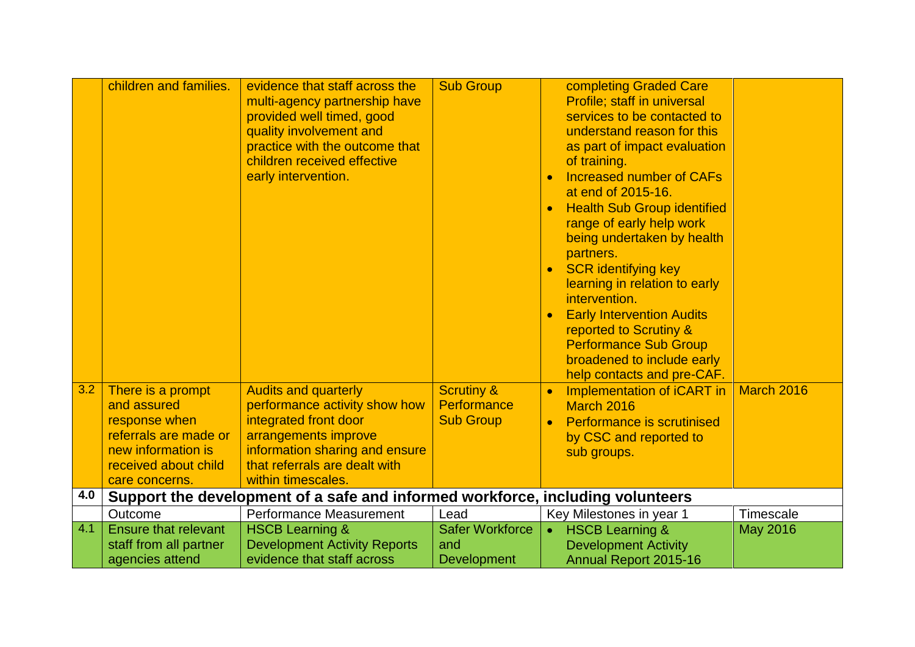| | | | | | |
|---|---|---|---|---|---|
| | children and families. | evidence that staff across the multi-agency partnership have provided well timed, good quality involvement and practice with the outcome that children received effective early intervention. | Sub Group | completing Graded Care Profile; staff in universal services to be contacted to understand reason for this as part of impact evaluation of training.<br>• Increased number of CAFs at end of 2015-16.<br>• Health Sub Group identified range of early help work being undertaken by health partners.<br>• SCR identifying key learning in relation to early intervention.<br>• Early Intervention Audits reported to Scrutiny & Performance Sub Group broadened to include early help contacts and pre-CAF. | |
| 3.2 | There is a prompt and assured response when referrals are made or new information is received about child care concerns. | Audits and quarterly performance activity show how integrated front door arrangements improve information sharing and ensure that referrals are dealt with within timescales. | Scrutiny & Performance Sub Group | • Implementation of iCART in March 2016<br>• Performance is scrutinised by CSC and reported to sub groups. | March 2016 |
| **4.0** | **Support the development of a safe and informed workforce, including volunteers** | | | | |
| | Outcome | Performance Measurement | Lead | Key Milestones in year 1 | Timescale |
| 4.1 | Ensure that relevant staff from all partner agencies attend | HSCB Learning & Development Activity Reports evidence that staff across | Safer Workforce and Development | • HSCB Learning & Development Activity Annual Report 2015-16 | May 2016 |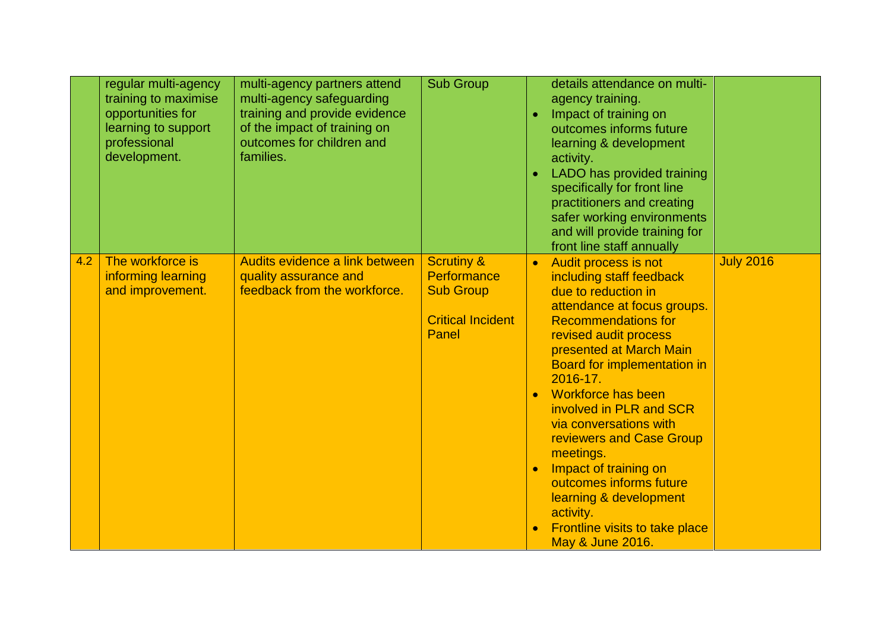|  |  |  |  |  |  |
|---|---|---|---|---|---|
|  | regular multi-agency training to maximise opportunities for learning to support professional development. | multi-agency partners attend multi-agency safeguarding training and provide evidence of the impact of training on outcomes for children and families. | Sub Group | details attendance on multi-agency training.<br>• Impact of training on outcomes informs future learning & development activity.<br>• LADO has provided training specifically for front line practitioners and creating safer working environments and will provide training for front line staff annually |  |
| 4.2 | The workforce is informing learning and improvement. | Audits evidence a link between quality assurance and feedback from the workforce. | Scrutiny & Performance Sub Group<br><br>Critical Incident Panel | • Audit process is not including staff feedback due to reduction in attendance at focus groups. Recommendations for revised audit process presented at March Main Board for implementation in 2016-17.<br>• Workforce has been involved in PLR and SCR via conversations with reviewers and Case Group meetings.<br>• Impact of training on outcomes informs future learning & development activity.<br>• Frontline visits to take place May & June 2016. | July 2016 |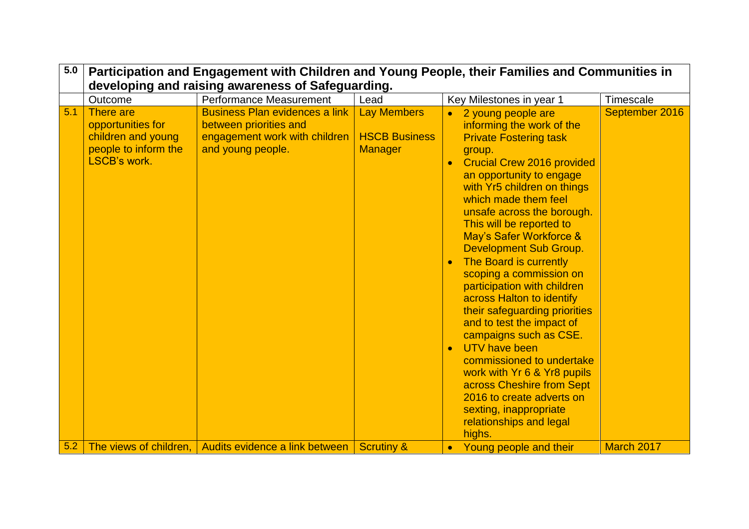| 5.0 | Participation and Engagement with Children and Young People, their Families and Communities in developing and raising awareness of Safeguarding. | | | | |
|---|---|---|---|---|---|
| | Outcome | Performance Measurement | Lead | Key Milestones in year 1 | Timescale |
| 5.1 | There are opportunities for children and young people to inform the LSCB's work. | Business Plan evidences a link between priorities and engagement work with children and young people. | Lay Members<br><br>HSCB Business Manager | • 2 young people are informing the work of the Private Fostering task group.<br>• Crucial Crew 2016 provided an opportunity to engage with Yr5 children on things which made them feel unsafe across the borough. This will be reported to May's Safer Workforce & Development Sub Group.<br>• The Board is currently scoping a commission on participation with children across Halton to identify their safeguarding priorities and to test the impact of campaigns such as CSE.<br>• UTV have been commissioned to undertake work with Yr 6 & Yr8 pupils across Cheshire from Sept 2016 to create adverts on sexting, inappropriate relationships and legal highs. | September 2016 |
| 5.2 | The views of children, | Audits evidence a link between | Scrutiny & | • Young people and their | March 2017 |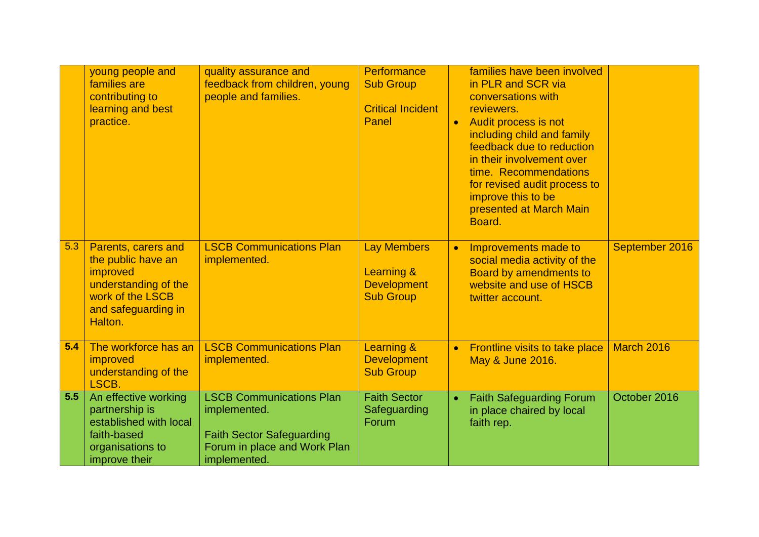| | | | | | |
|---|---|---|---|---|---|
| | young people and families are contributing to learning and best practice. | quality assurance and feedback from children, young people and families. | Performance Sub Group<br><br>Critical Incident Panel | families have been involved in PLR and SCR via conversations with reviewers.<br>• Audit process is not including child and family feedback due to reduction in their involvement over time. Recommendations for revised audit process to improve this to be presented at March Main Board. | |
| 5.3 | Parents, carers and the public have an improved understanding of the work of the LSCB and safeguarding in Halton. | LSCB Communications Plan implemented. | Lay Members<br><br>Learning & Development Sub Group | • Improvements made to social media activity of the Board by amendments to website and use of HSCB twitter account. | September 2016 |
| **5.4** | The workforce has an improved understanding of the LSCB. | LSCB Communications Plan implemented. | Learning & Development Sub Group | • Frontline visits to take place May & June 2016. | March 2016 |
| **5.5** | An effective working partnership is established with local faith-based organisations to improve their | LSCB Communications Plan implemented.<br><br>Faith Sector Safeguarding Forum in place and Work Plan implemented. | Faith Sector Safeguarding Forum | • Faith Safeguarding Forum in place chaired by local faith rep. | October 2016 |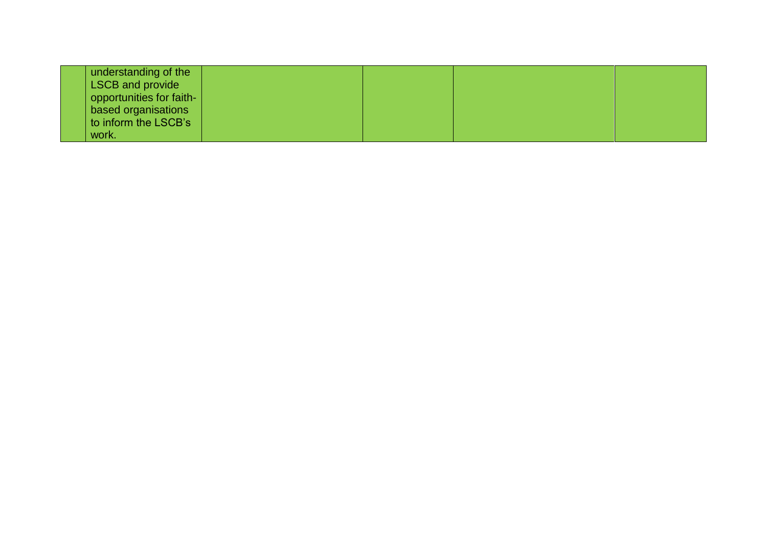| | | | | | |
|---|---|---|---|---|---|
| | understanding of the LSCB and provide opportunities for faith-based organisations to inform the LSCB's work. | | | | |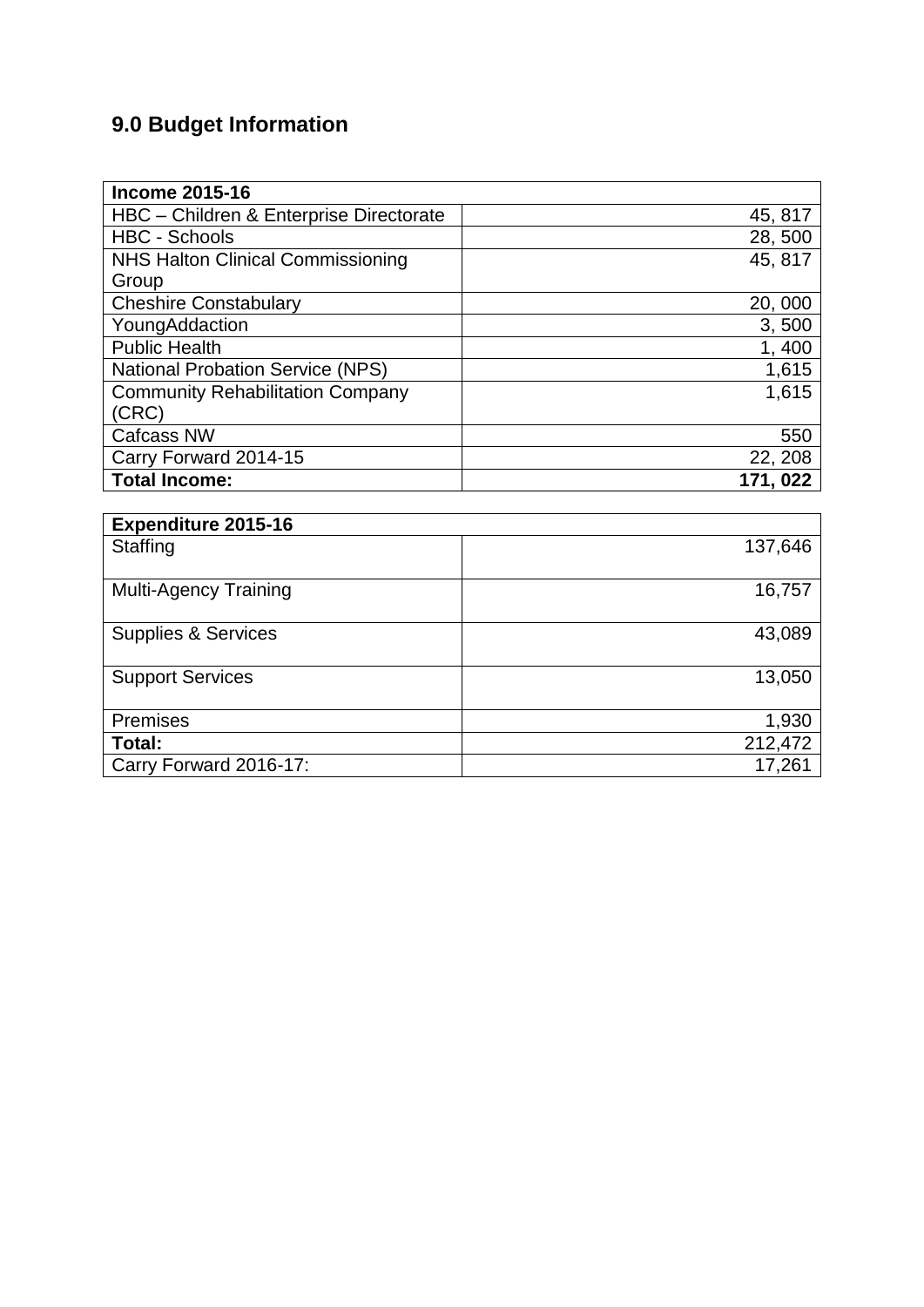## 9.0 Budget Information

| **Income 2015-16** | |
|---|---|
| HBC – Children & Enterprise Directorate | 45, 817 |
| HBC - Schools | 28, 500 |
| NHS Halton Clinical Commissioning Group | 45, 817 |
| Cheshire Constabulary | 20, 000 |
| YoungAddaction | 3, 500 |
| Public Health | 1, 400 |
| National Probation Service (NPS) | 1,615 |
| Community Rehabilitation Company (CRC) | 1,615 |
| Cafcass NW | 550 |
| Carry Forward 2014-15 | 22, 208 |
| **Total Income:** | **171, 022** |

| **Expenditure 2015-16** | |
|---|---|
| Staffing | 137,646 |
| Multi-Agency Training | 16,757 |
| Supplies & Services | 43,089 |
| Support Services | 13,050 |
| Premises | 1,930 |
| **Total:** | 212,472 |
| Carry Forward 2016-17: | 17,261 |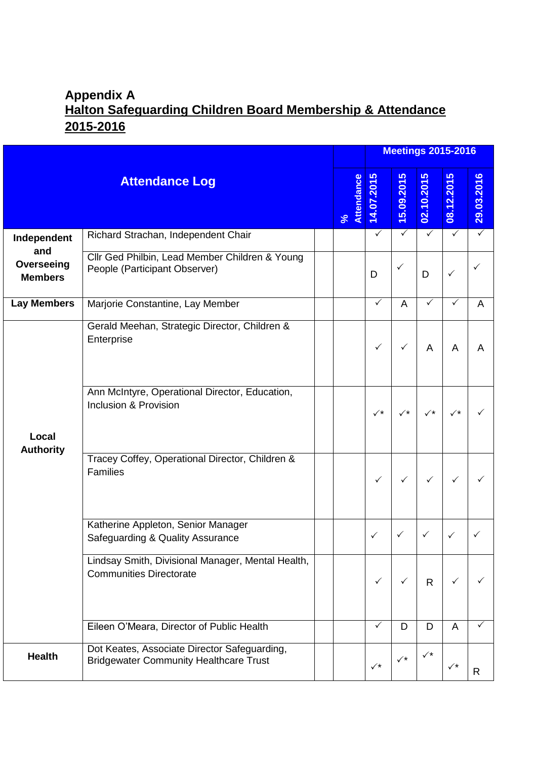## Appendix A

## Halton Safeguarding Children Board Membership & Attendance 2015-2016

| Attendance Log | | | Meetings 2015-2016 | | | | | |
|---|---|---|---|---|---|---|---|---|
| | | | % Attendance | 14.07.2015 | 15.09.2015 | 02.10.2015 | 08.12.2015 | 29.03.2016 |
| Independent and Overseeing Members | Richard Strachan, Independent Chair | | | ✓ | ✓ | ✓ | ✓ | ✓ |
| | Cllr Ged Philbin, Lead Member Children & Young People (Participant Observer) | | | D | ✓ | D | ✓ | ✓ |
| Lay Members | Marjorie Constantine, Lay Member | | | ✓ | A | ✓ | ✓ | A |
| Local Authority | Gerald Meehan, Strategic Director, Children & Enterprise | | | ✓ | ✓ | A | A | A |
| | Ann McIntyre, Operational Director, Education, Inclusion & Provision | | | ✓* | ✓* | ✓* | ✓* | ✓ |
| | Tracey Coffey, Operational Director, Children & Families | | | ✓ | ✓ | ✓ | ✓ | ✓ |
| | Katherine Appleton, Senior Manager Safeguarding & Quality Assurance | | | ✓ | ✓ | ✓ | ✓ | ✓ |
| | Lindsay Smith, Divisional Manager, Mental Health, Communities Directorate | | | ✓ | ✓ | R | ✓ | ✓ |
| | Eileen O'Meara, Director of Public Health | | | ✓ | D | D | A | ✓ |
| Health | Dot Keates, Associate Director Safeguarding, Bridgewater Community Healthcare Trust | | | ✓* | ✓* | ✓* | ✓* | R |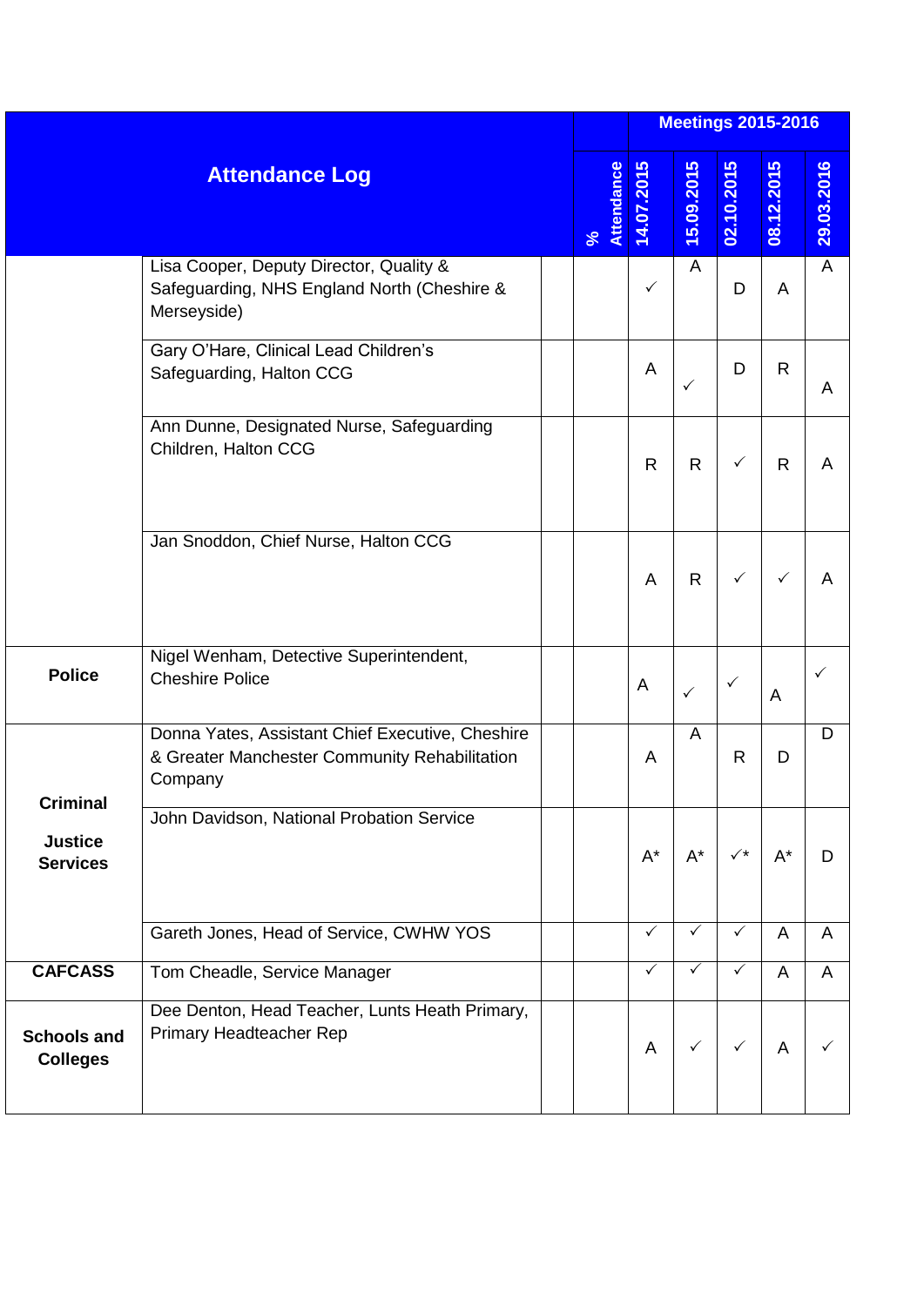| Attendance Log | | | % Attendance | Meetings 2015-2016 | | | | |
|---|---|---|---|---|---|---|---|---|
| | | | | 14.07.2015 | 15.09.2015 | 02.10.2015 | 08.12.2015 | 29.03.2016 |
| | Lisa Cooper, Deputy Director, Quality & Safeguarding, NHS England North (Cheshire & Merseyside) | | | ✓ | A | D | A | A |
| | Gary O'Hare, Clinical Lead Children's Safeguarding, Halton CCG | | | A | ✓ | D | R | A |
| | Ann Dunne, Designated Nurse, Safeguarding Children, Halton CCG | | | R | R | ✓ | R | A |
| | Jan Snoddon, Chief Nurse, Halton CCG | | | A | R | ✓ | ✓ | A |
| **Police** | Nigel Wenham, Detective Superintendent, Cheshire Police | | | A | ✓ | ✓ | A | ✓ |
| **Criminal Justice Services** | Donna Yates, Assistant Chief Executive, Cheshire & Greater Manchester Community Rehabilitation Company | | | A | A | R | D | D |
| | John Davidson, National Probation Service | | | A* | A* | ✓* | A* | D |
| | Gareth Jones, Head of Service, CWHW YOS | | | ✓ | ✓ | ✓ | A | A |
| **CAFCASS** | Tom Cheadle, Service Manager | | | ✓ | ✓ | ✓ | A | A |
| **Schools and Colleges** | Dee Denton, Head Teacher, Lunts Heath Primary, Primary Headteacher Rep | | | A | ✓ | ✓ | A | ✓ |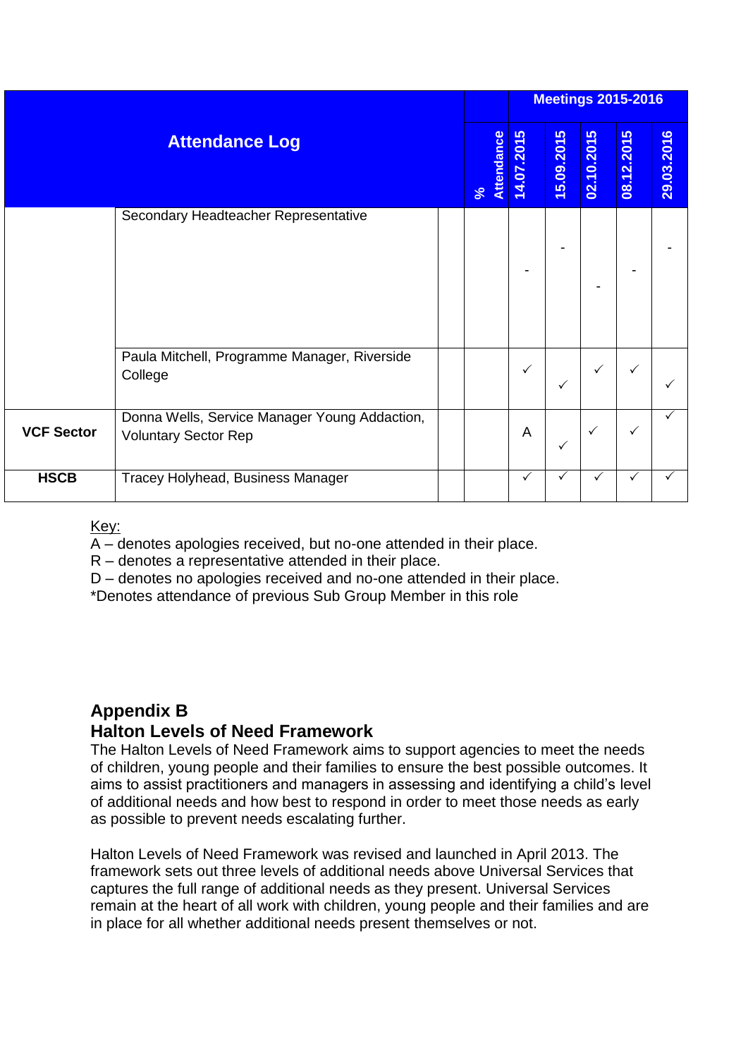| Attendance Log | | | % Attendance | Meetings 2015-2016 | | | | |
|---|---|---|---|---|---|---|---|---|
| | | | | 14.07.2015 | 15.09.2015 | 02.10.2015 | 08.12.2015 | 29.03.2016 |
| | Secondary Headteacher Representative | | | - | - | - | - | - |
| | Paula Mitchell, Programme Manager, Riverside College | | | ✓ | ✓ | ✓ | ✓ | ✓ |
| **VCF Sector** | Donna Wells, Service Manager Young Addaction, Voluntary Sector Rep | | | A | ✓ | ✓ | ✓ | ✓ |
| **HSCB** | Tracey Holyhead, Business Manager | | | ✓ | ✓ | ✓ | ✓ | ✓ |

Key:
A – denotes apologies received, but no-one attended in their place.
R – denotes a representative attended in their place.
D – denotes no apologies received and no-one attended in their place.
*Denotes attendance of previous Sub Group Member in this role

## Appendix B
## Halton Levels of Need Framework

The Halton Levels of Need Framework aims to support agencies to meet the needs of children, young people and their families to ensure the best possible outcomes. It aims to assist practitioners and managers in assessing and identifying a child's level of additional needs and how best to respond in order to meet those needs as early as possible to prevent needs escalating further.

Halton Levels of Need Framework was revised and launched in April 2013. The framework sets out three levels of additional needs above Universal Services that captures the full range of additional needs as they present. Universal Services remain at the heart of all work with children, young people and their families and are in place for all whether additional needs present themselves or not.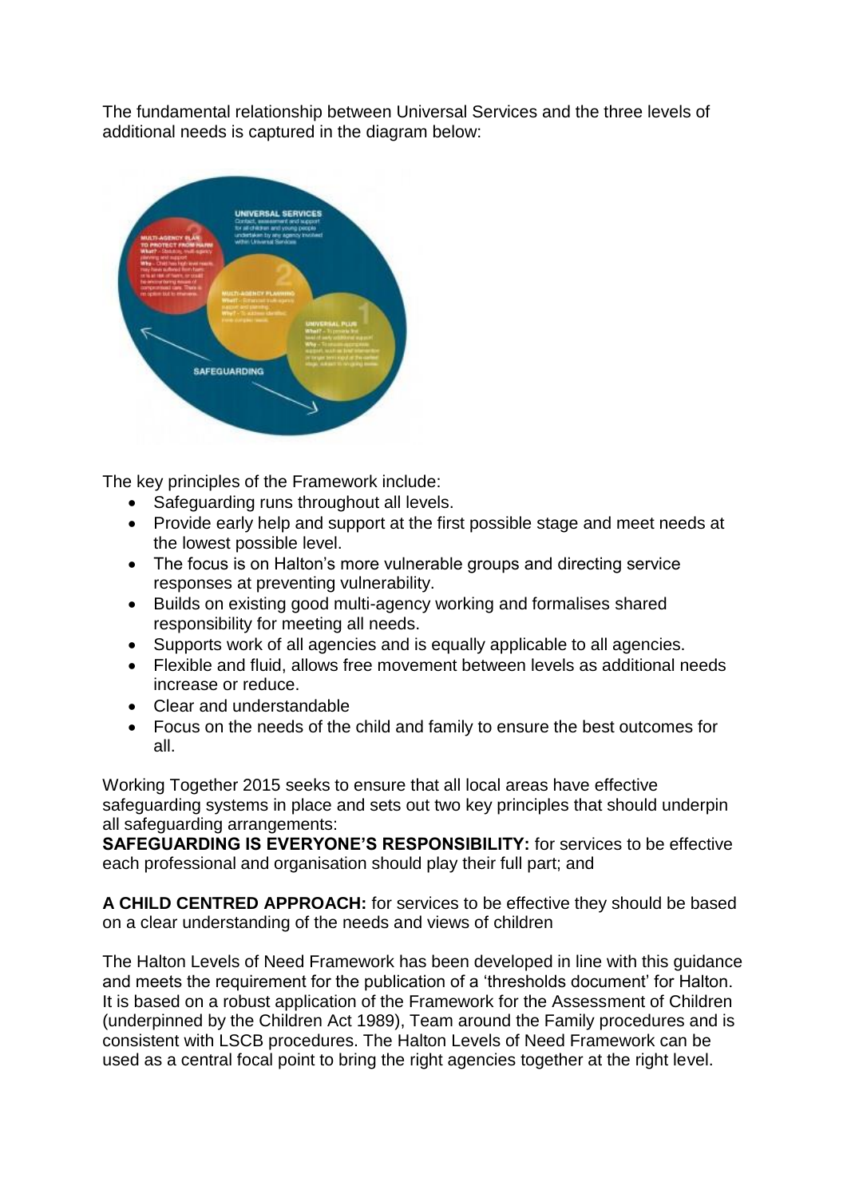The fundamental relationship between Universal Services and the three levels of additional needs is captured in the diagram below:

The key principles of the Framework include:

- Safeguarding runs throughout all levels.
- Provide early help and support at the first possible stage and meet needs at the lowest possible level.
- The focus is on Halton's more vulnerable groups and directing service responses at preventing vulnerability.
- Builds on existing good multi-agency working and formalises shared responsibility for meeting all needs.
- Supports work of all agencies and is equally applicable to all agencies.
- Flexible and fluid, allows free movement between levels as additional needs increase or reduce.
- Clear and understandable
- Focus on the needs of the child and family to ensure the best outcomes for all.

Working Together 2015 seeks to ensure that all local areas have effective safeguarding systems in place and sets out two key principles that should underpin all safeguarding arrangements:

**SAFEGUARDING IS EVERYONE'S RESPONSIBILITY:** for services to be effective each professional and organisation should play their full part; and

**A CHILD CENTRED APPROACH:** for services to be effective they should be based on a clear understanding of the needs and views of children

The Halton Levels of Need Framework has been developed in line with this guidance and meets the requirement for the publication of a 'thresholds document' for Halton. It is based on a robust application of the Framework for the Assessment of Children (underpinned by the Children Act 1989), Team around the Family procedures and is consistent with LSCB procedures. The Halton Levels of Need Framework can be used as a central focal point to bring the right agencies together at the right level.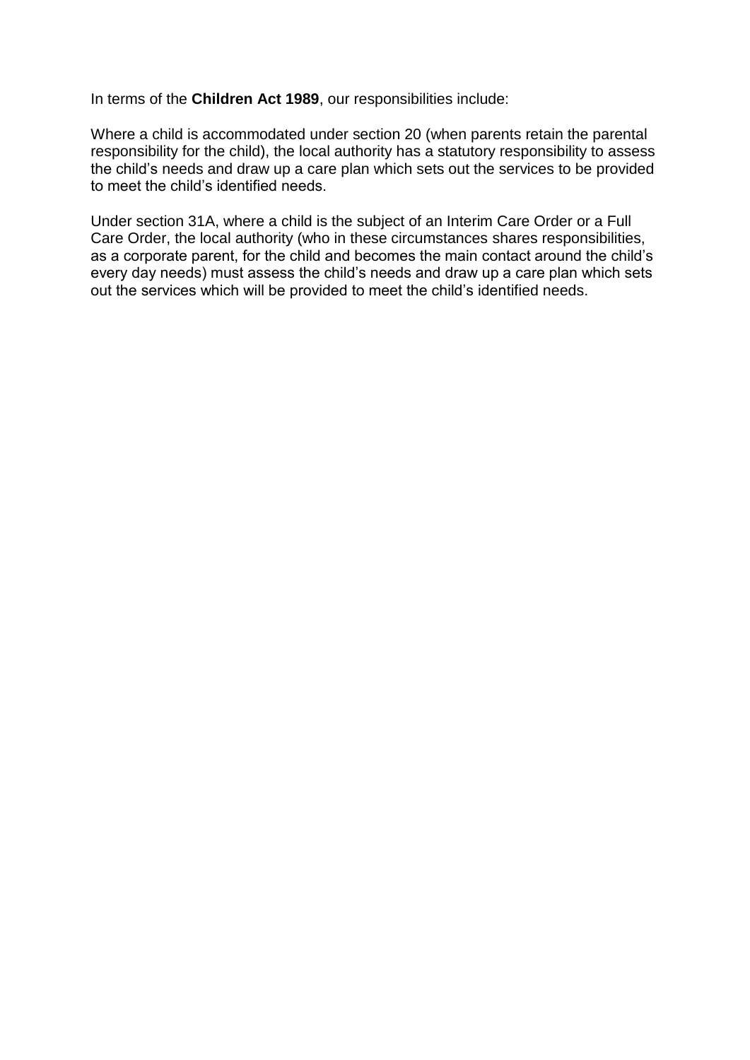In terms of the **Children Act 1989**, our responsibilities include:

Where a child is accommodated under section 20 (when parents retain the parental responsibility for the child), the local authority has a statutory responsibility to assess the child's needs and draw up a care plan which sets out the services to be provided to meet the child's identified needs.

Under section 31A, where a child is the subject of an Interim Care Order or a Full Care Order, the local authority (who in these circumstances shares responsibilities, as a corporate parent, for the child and becomes the main contact around the child's every day needs) must assess the child's needs and draw up a care plan which sets out the services which will be provided to meet the child's identified needs.